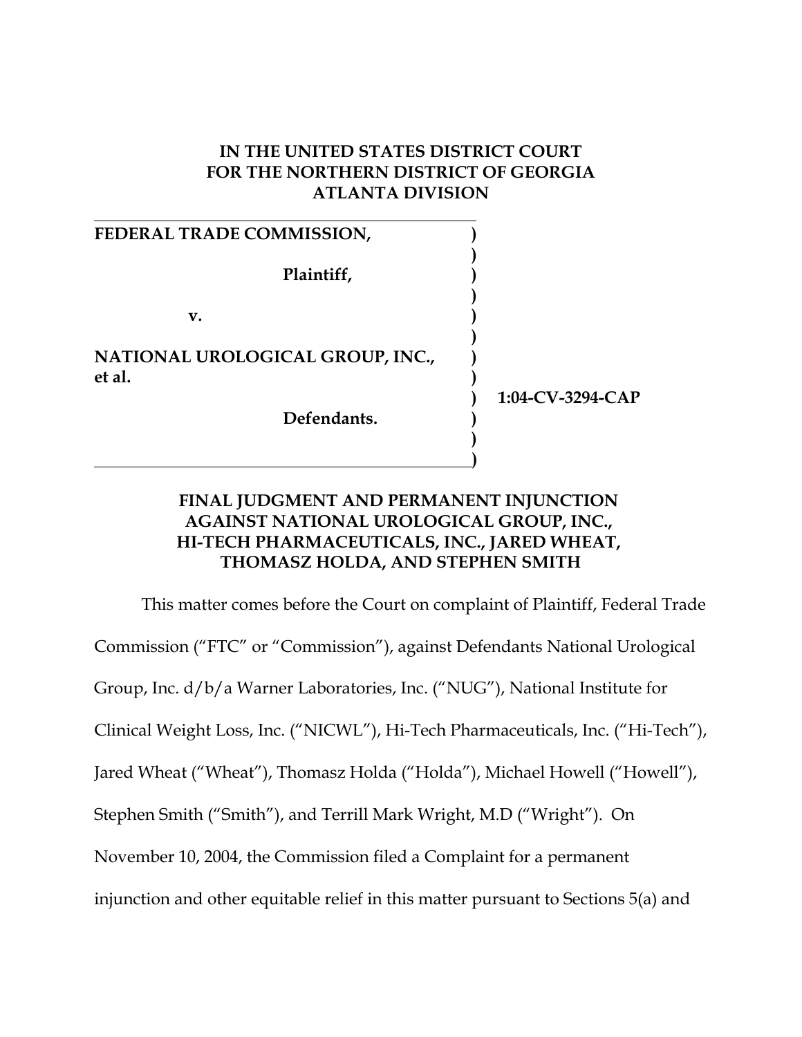**IN THE UNITED STATES DISTRICT COURT**
**FOR THE NORTHERN DISTRICT OF GEORGIA**
**ATLANTA DIVISION**

| | | |
|---|---|---|
| **FEDERAL TRADE COMMISSION,** | ) | |
| | ) | |
| **Plaintiff,** | ) | |
| | ) | |
| **v.** | ) | |
| | ) | |
| **NATIONAL UROLOGICAL GROUP, INC., et al.** | ) | |
| | ) | **1:04-CV-3294-CAP** |
| **Defendants.** | ) | |
| | ) | |
| | ) | |

**FINAL JUDGMENT AND PERMANENT INJUNCTION AGAINST NATIONAL UROLOGICAL GROUP, INC., HI-TECH PHARMACEUTICALS, INC., JARED WHEAT, THOMASZ HOLDA, AND STEPHEN SMITH**

This matter comes before the Court on complaint of Plaintiff, Federal Trade Commission ("FTC" or "Commission"), against Defendants National Urological Group, Inc. d/b/a Warner Laboratories, Inc. ("NUG"), National Institute for Clinical Weight Loss, Inc. ("NICWL"), Hi-Tech Pharmaceuticals, Inc. ("Hi-Tech"), Jared Wheat ("Wheat"), Thomasz Holda ("Holda"), Michael Howell ("Howell"), Stephen Smith ("Smith"), and Terrill Mark Wright, M.D ("Wright"). On November 10, 2004, the Commission filed a Complaint for a permanent injunction and other equitable relief in this matter pursuant to Sections 5(a) and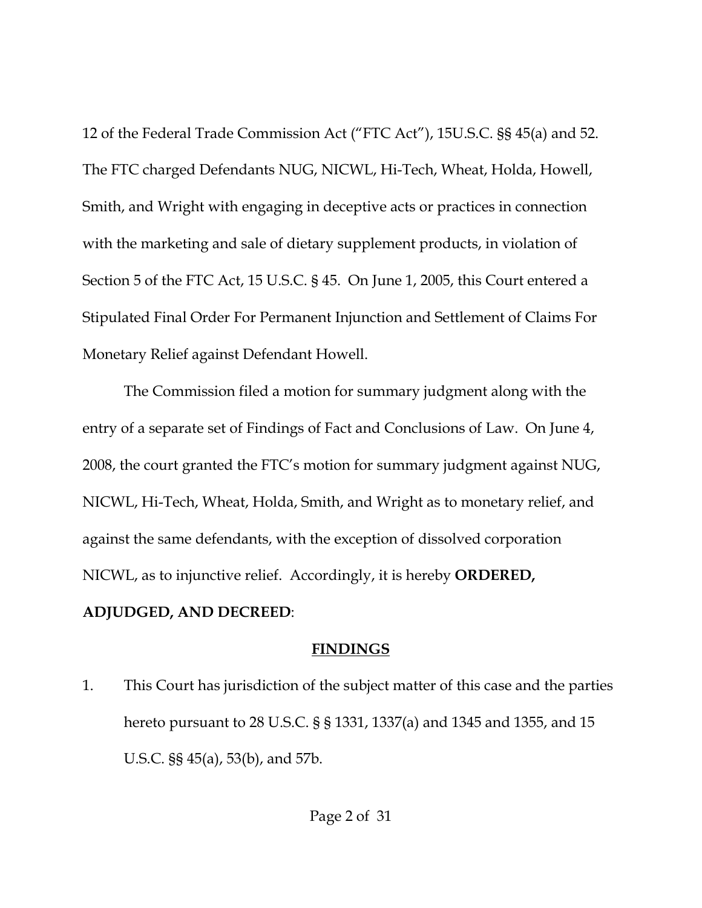12 of the Federal Trade Commission Act ("FTC Act"), 15U.S.C. §§ 45(a) and 52. The FTC charged Defendants NUG, NICWL, Hi-Tech, Wheat, Holda, Howell, Smith, and Wright with engaging in deceptive acts or practices in connection with the marketing and sale of dietary supplement products, in violation of Section 5 of the FTC Act, 15 U.S.C. § 45. On June 1, 2005, this Court entered a Stipulated Final Order For Permanent Injunction and Settlement of Claims For Monetary Relief against Defendant Howell.

The Commission filed a motion for summary judgment along with the entry of a separate set of Findings of Fact and Conclusions of Law. On June 4, 2008, the court granted the FTC's motion for summary judgment against NUG, NICWL, Hi-Tech, Wheat, Holda, Smith, and Wright as to monetary relief, and against the same defendants, with the exception of dissolved corporation NICWL, as to injunctive relief. Accordingly, it is hereby **ORDERED, ADJUDGED, AND DECREED**:

## FINDINGS

1. This Court has jurisdiction of the subject matter of this case and the parties hereto pursuant to 28 U.S.C. § § 1331, 1337(a) and 1345 and 1355, and 15 U.S.C. §§ 45(a), 53(b), and 57b.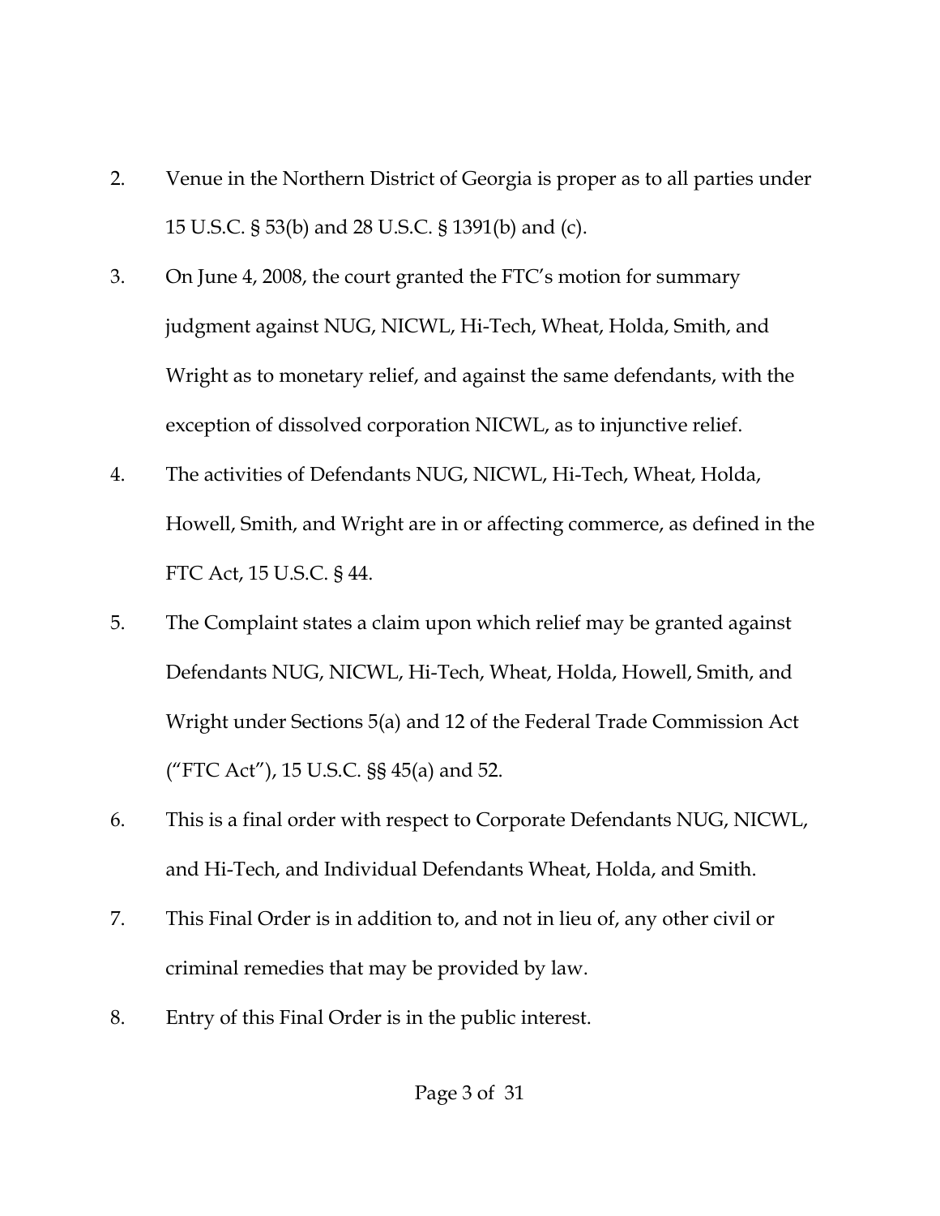2. Venue in the Northern District of Georgia is proper as to all parties under 15 U.S.C. § 53(b) and 28 U.S.C. § 1391(b) and (c).
3. On June 4, 2008, the court granted the FTC's motion for summary judgment against NUG, NICWL, Hi-Tech, Wheat, Holda, Smith, and Wright as to monetary relief, and against the same defendants, with the exception of dissolved corporation NICWL, as to injunctive relief.
4. The activities of Defendants NUG, NICWL, Hi-Tech, Wheat, Holda, Howell, Smith, and Wright are in or affecting commerce, as defined in the FTC Act, 15 U.S.C. § 44.
5. The Complaint states a claim upon which relief may be granted against Defendants NUG, NICWL, Hi-Tech, Wheat, Holda, Howell, Smith, and Wright under Sections 5(a) and 12 of the Federal Trade Commission Act ("FTC Act"), 15 U.S.C. §§ 45(a) and 52.
6. This is a final order with respect to Corporate Defendants NUG, NICWL, and Hi-Tech, and Individual Defendants Wheat, Holda, and Smith.
7. This Final Order is in addition to, and not in lieu of, any other civil or criminal remedies that may be provided by law.
8. Entry of this Final Order is in the public interest.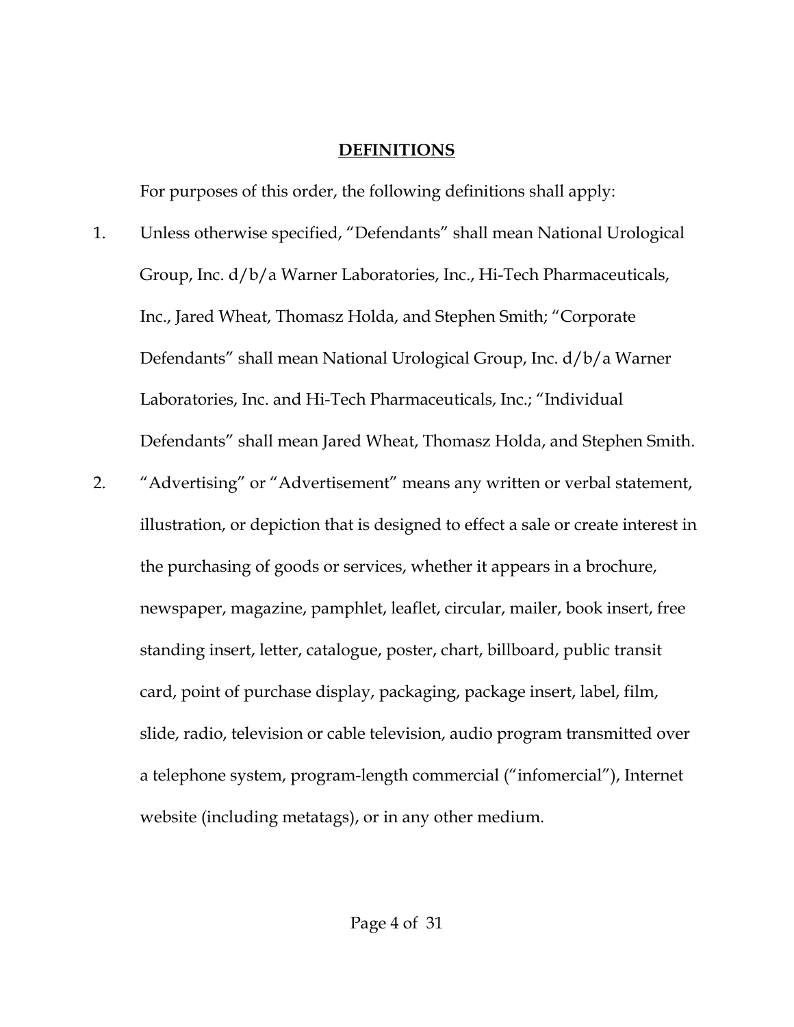## DEFINITIONS

For purposes of this order, the following definitions shall apply:

1. Unless otherwise specified, "Defendants" shall mean National Urological Group, Inc. d/b/a Warner Laboratories, Inc., Hi-Tech Pharmaceuticals, Inc., Jared Wheat, Thomasz Holda, and Stephen Smith; "Corporate Defendants" shall mean National Urological Group, Inc. d/b/a Warner Laboratories, Inc. and Hi-Tech Pharmaceuticals, Inc.; "Individual Defendants" shall mean Jared Wheat, Thomasz Holda, and Stephen Smith.

2. "Advertising" or "Advertisement" means any written or verbal statement, illustration, or depiction that is designed to effect a sale or create interest in the purchasing of goods or services, whether it appears in a brochure, newspaper, magazine, pamphlet, leaflet, circular, mailer, book insert, free standing insert, letter, catalogue, poster, chart, billboard, public transit card, point of purchase display, packaging, package insert, label, film, slide, radio, television or cable television, audio program transmitted over a telephone system, program-length commercial ("infomercial"), Internet website (including metatags), or in any other medium.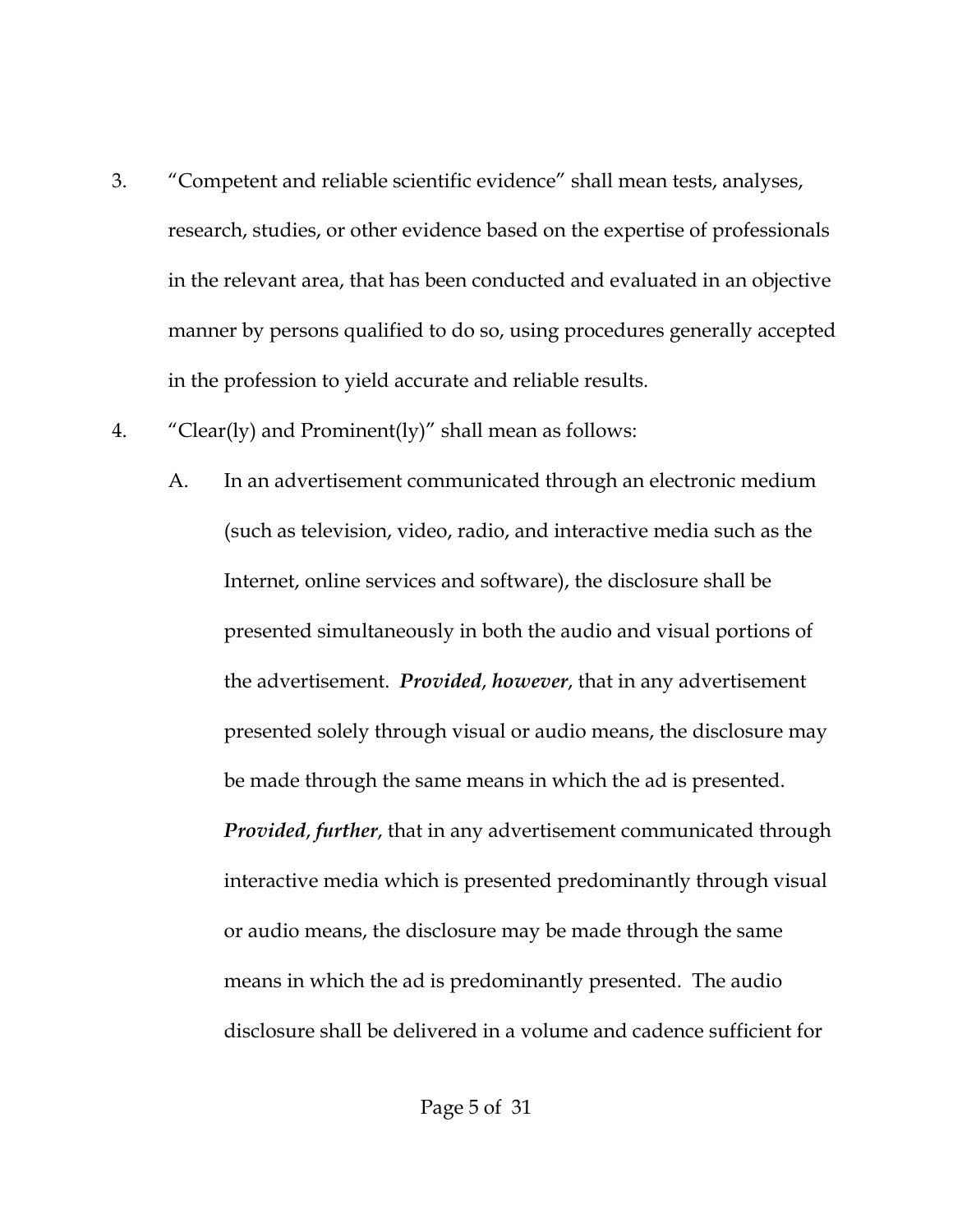3. "Competent and reliable scientific evidence" shall mean tests, analyses, research, studies, or other evidence based on the expertise of professionals in the relevant area, that has been conducted and evaluated in an objective manner by persons qualified to do so, using procedures generally accepted in the profession to yield accurate and reliable results.

4. "Clear(ly) and Prominent(ly)" shall mean as follows:

   A. In an advertisement communicated through an electronic medium (such as television, video, radio, and interactive media such as the Internet, online services and software), the disclosure shall be presented simultaneously in both the audio and visual portions of the advertisement. ***Provided, however***, that in any advertisement presented solely through visual or audio means, the disclosure may be made through the same means in which the ad is presented. ***Provided, further***, that in any advertisement communicated through interactive media which is presented predominantly through visual or audio means, the disclosure may be made through the same means in which the ad is predominantly presented. The audio disclosure shall be delivered in a volume and cadence sufficient for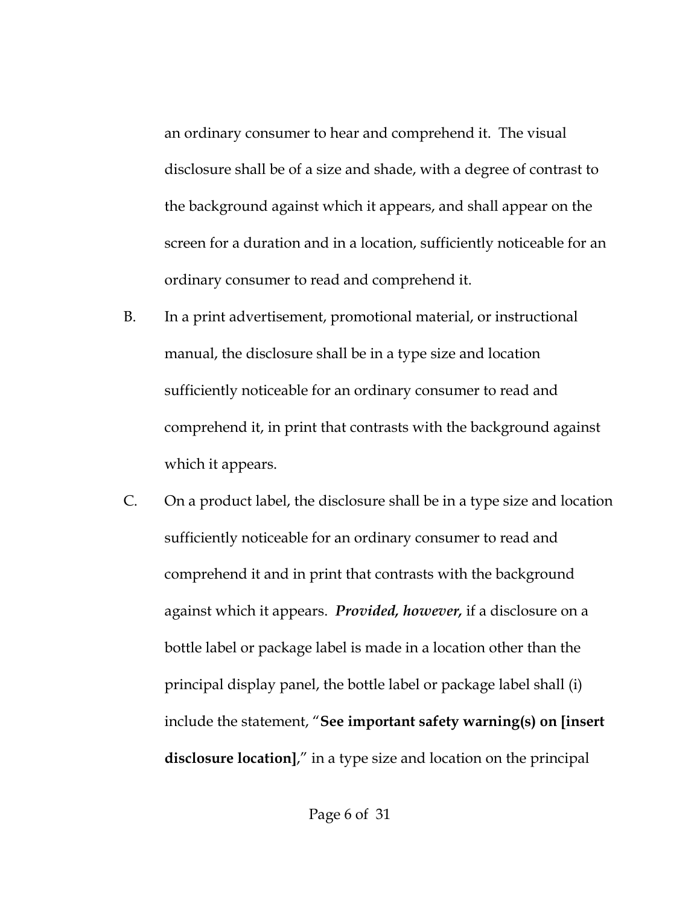an ordinary consumer to hear and comprehend it. The visual disclosure shall be of a size and shade, with a degree of contrast to the background against which it appears, and shall appear on the screen for a duration and in a location, sufficiently noticeable for an ordinary consumer to read and comprehend it.

B. In a print advertisement, promotional material, or instructional manual, the disclosure shall be in a type size and location sufficiently noticeable for an ordinary consumer to read and comprehend it, in print that contrasts with the background against which it appears.

C. On a product label, the disclosure shall be in a type size and location sufficiently noticeable for an ordinary consumer to read and comprehend it and in print that contrasts with the background against which it appears. ***Provided, however,*** if a disclosure on a bottle label or package label is made in a location other than the principal display panel, the bottle label or package label shall (i) include the statement, "**See important safety warning(s) on [insert disclosure location]**," in a type size and location on the principal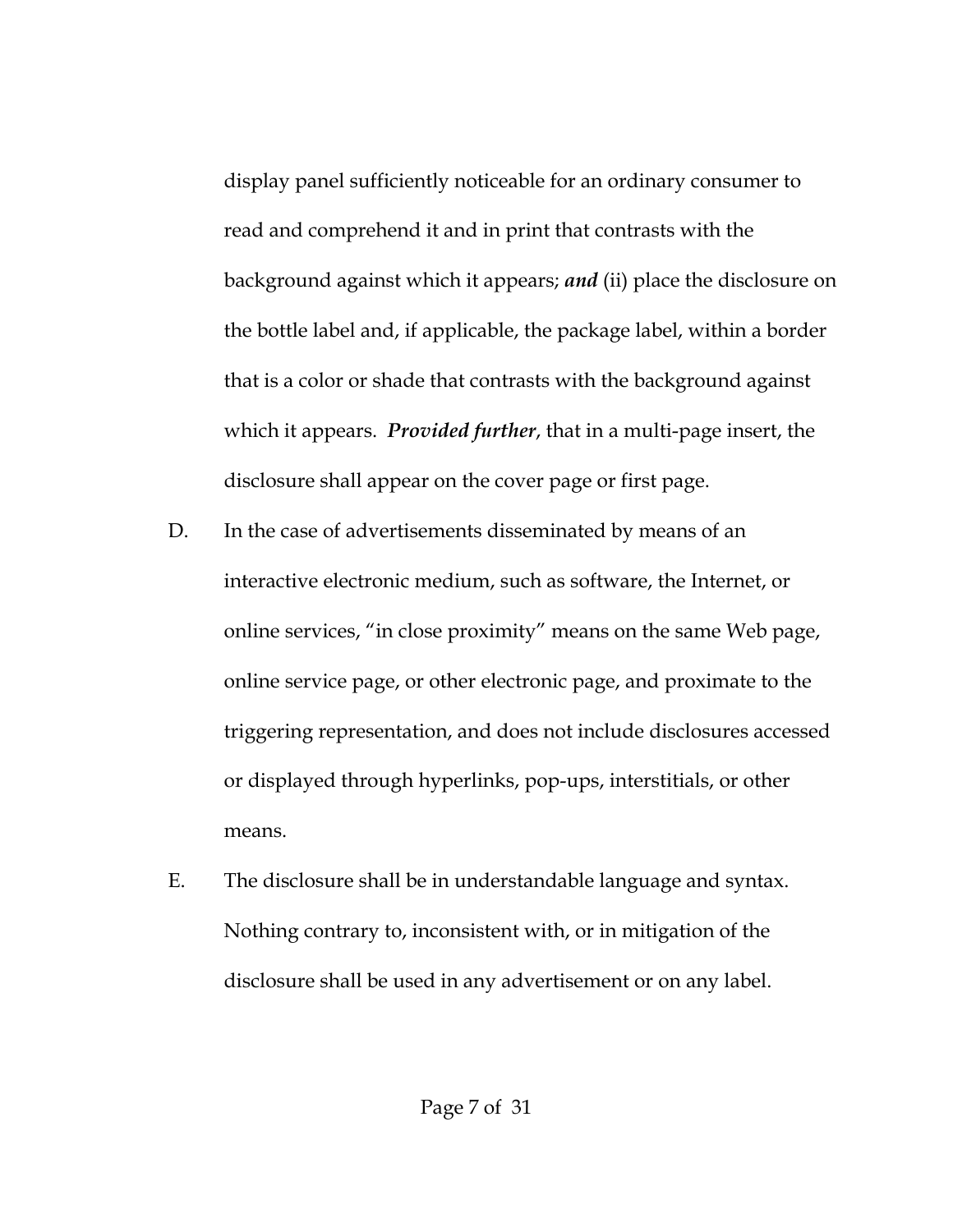display panel sufficiently noticeable for an ordinary consumer to read and comprehend it and in print that contrasts with the background against which it appears; ***and*** (ii) place the disclosure on the bottle label and, if applicable, the package label, within a border that is a color or shade that contrasts with the background against which it appears. ***Provided further***, that in a multi-page insert, the disclosure shall appear on the cover page or first page.

D. In the case of advertisements disseminated by means of an interactive electronic medium, such as software, the Internet, or online services, "in close proximity" means on the same Web page, online service page, or other electronic page, and proximate to the triggering representation, and does not include disclosures accessed or displayed through hyperlinks, pop-ups, interstitials, or other means.

E. The disclosure shall be in understandable language and syntax. Nothing contrary to, inconsistent with, or in mitigation of the disclosure shall be used in any advertisement or on any label.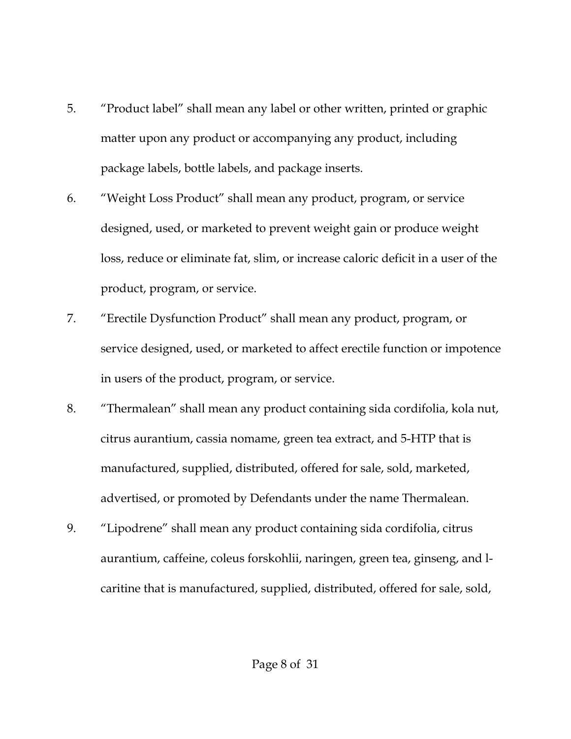5. “Product label” shall mean any label or other written, printed or graphic matter upon any product or accompanying any product, including package labels, bottle labels, and package inserts.

6. “Weight Loss Product” shall mean any product, program, or service designed, used, or marketed to prevent weight gain or produce weight loss, reduce or eliminate fat, slim, or increase caloric deficit in a user of the product, program, or service.

7. “Erectile Dysfunction Product” shall mean any product, program, or service designed, used, or marketed to affect erectile function or impotence in users of the product, program, or service.

8. “Thermalean” shall mean any product containing sida cordifolia, kola nut, citrus aurantium, cassia nomame, green tea extract, and 5-HTP that is manufactured, supplied, distributed, offered for sale, sold, marketed, advertised, or promoted by Defendants under the name Thermalean.

9. “Lipodrene” shall mean any product containing sida cordifolia, citrus aurantium, caffeine, coleus forskohlii, naringen, green tea, ginseng, and l-caritine that is manufactured, supplied, distributed, offered for sale, sold,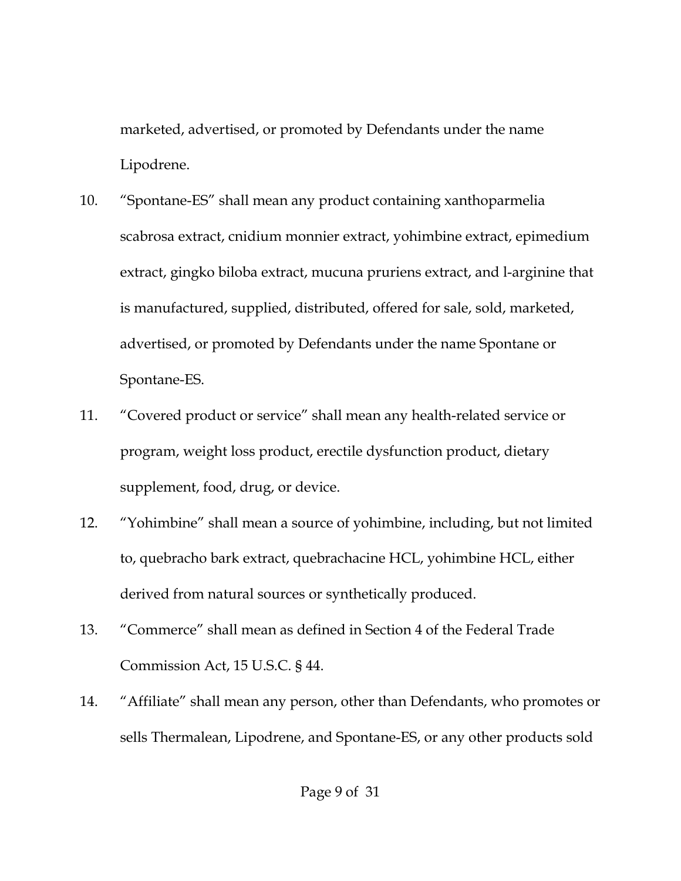marketed, advertised, or promoted by Defendants under the name Lipodrene.

10. "Spontane-ES" shall mean any product containing xanthoparmelia scabrosa extract, cnidium monnier extract, yohimbine extract, epimedium extract, gingko biloba extract, mucuna pruriens extract, and l-arginine that is manufactured, supplied, distributed, offered for sale, sold, marketed, advertised, or promoted by Defendants under the name Spontane or Spontane-ES.

11. "Covered product or service" shall mean any health-related service or program, weight loss product, erectile dysfunction product, dietary supplement, food, drug, or device.

12. "Yohimbine" shall mean a source of yohimbine, including, but not limited to, quebracho bark extract, quebrachacine HCL, yohimbine HCL, either derived from natural sources or synthetically produced.

13. "Commerce" shall mean as defined in Section 4 of the Federal Trade Commission Act, 15 U.S.C. § 44.

14. "Affiliate" shall mean any person, other than Defendants, who promotes or sells Thermalean, Lipodrene, and Spontane-ES, or any other products sold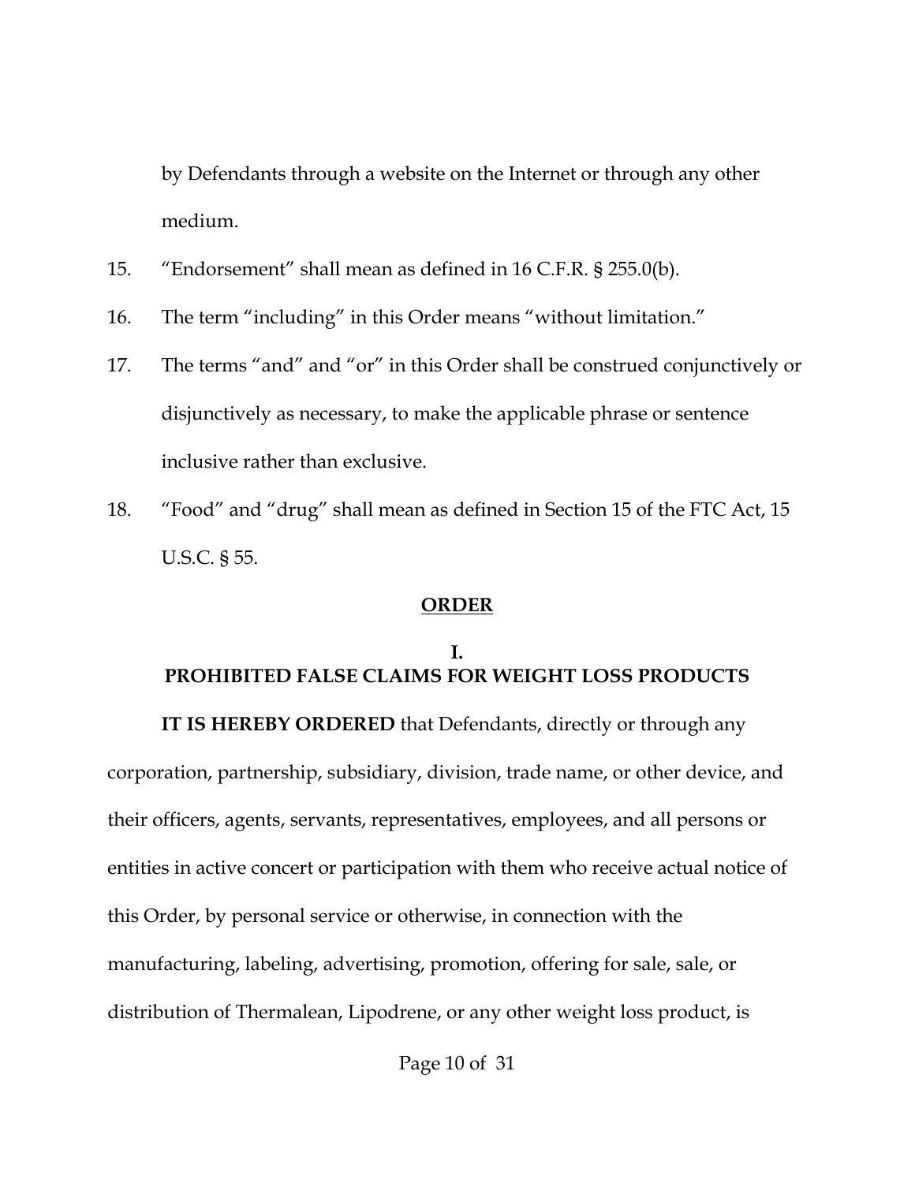by Defendants through a website on the Internet or through any other medium.

15. "Endorsement" shall mean as defined in 16 C.F.R. § 255.0(b).

16. The term "including" in this Order means "without limitation."

17. The terms "and" and "or" in this Order shall be construed conjunctively or disjunctively as necessary, to make the applicable phrase or sentence inclusive rather than exclusive.

18. "Food" and "drug" shall mean as defined in Section 15 of the FTC Act, 15 U.S.C. § 55.

## ORDER

### I. PROHIBITED FALSE CLAIMS FOR WEIGHT LOSS PRODUCTS

**IT IS HEREBY ORDERED** that Defendants, directly or through any corporation, partnership, subsidiary, division, trade name, or other device, and their officers, agents, servants, representatives, employees, and all persons or entities in active concert or participation with them who receive actual notice of this Order, by personal service or otherwise, in connection with the manufacturing, labeling, advertising, promotion, offering for sale, sale, or distribution of Thermalean, Lipodrene, or any other weight loss product, is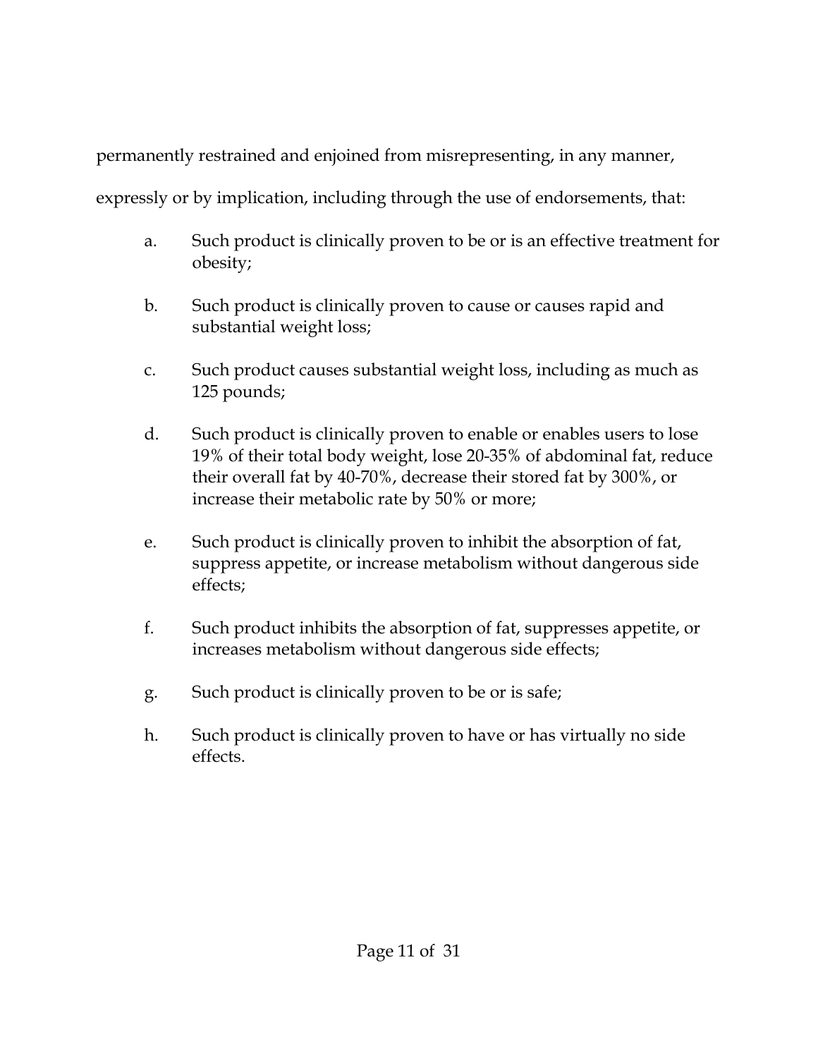permanently restrained and enjoined from misrepresenting, in any manner, expressly or by implication, including through the use of endorsements, that:

a. Such product is clinically proven to be or is an effective treatment for obesity;

b. Such product is clinically proven to cause or causes rapid and substantial weight loss;

c. Such product causes substantial weight loss, including as much as 125 pounds;

d. Such product is clinically proven to enable or enables users to lose 19% of their total body weight, lose 20-35% of abdominal fat, reduce their overall fat by 40-70%, decrease their stored fat by 300%, or increase their metabolic rate by 50% or more;

e. Such product is clinically proven to inhibit the absorption of fat, suppress appetite, or increase metabolism without dangerous side effects;

f. Such product inhibits the absorption of fat, suppresses appetite, or increases metabolism without dangerous side effects;

g. Such product is clinically proven to be or is safe;

h. Such product is clinically proven to have or has virtually no side effects.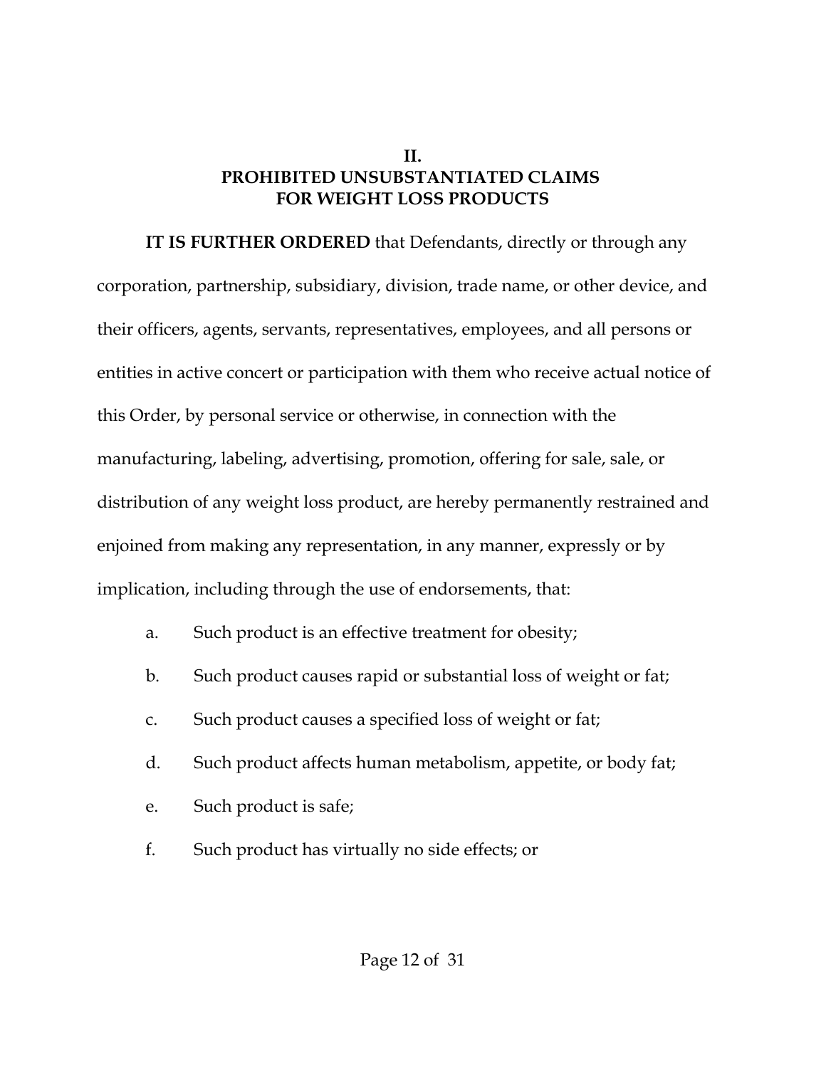## II.
## PROHIBITED UNSUBSTANTIATED CLAIMS FOR WEIGHT LOSS PRODUCTS

**IT IS FURTHER ORDERED** that Defendants, directly or through any corporation, partnership, subsidiary, division, trade name, or other device, and their officers, agents, servants, representatives, employees, and all persons or entities in active concert or participation with them who receive actual notice of this Order, by personal service or otherwise, in connection with the manufacturing, labeling, advertising, promotion, offering for sale, sale, or distribution of any weight loss product, are hereby permanently restrained and enjoined from making any representation, in any manner, expressly or by implication, including through the use of endorsements, that:

a. Such product is an effective treatment for obesity;

b. Such product causes rapid or substantial loss of weight or fat;

c. Such product causes a specified loss of weight or fat;

d. Such product affects human metabolism, appetite, or body fat;

e. Such product is safe;

f. Such product has virtually no side effects; or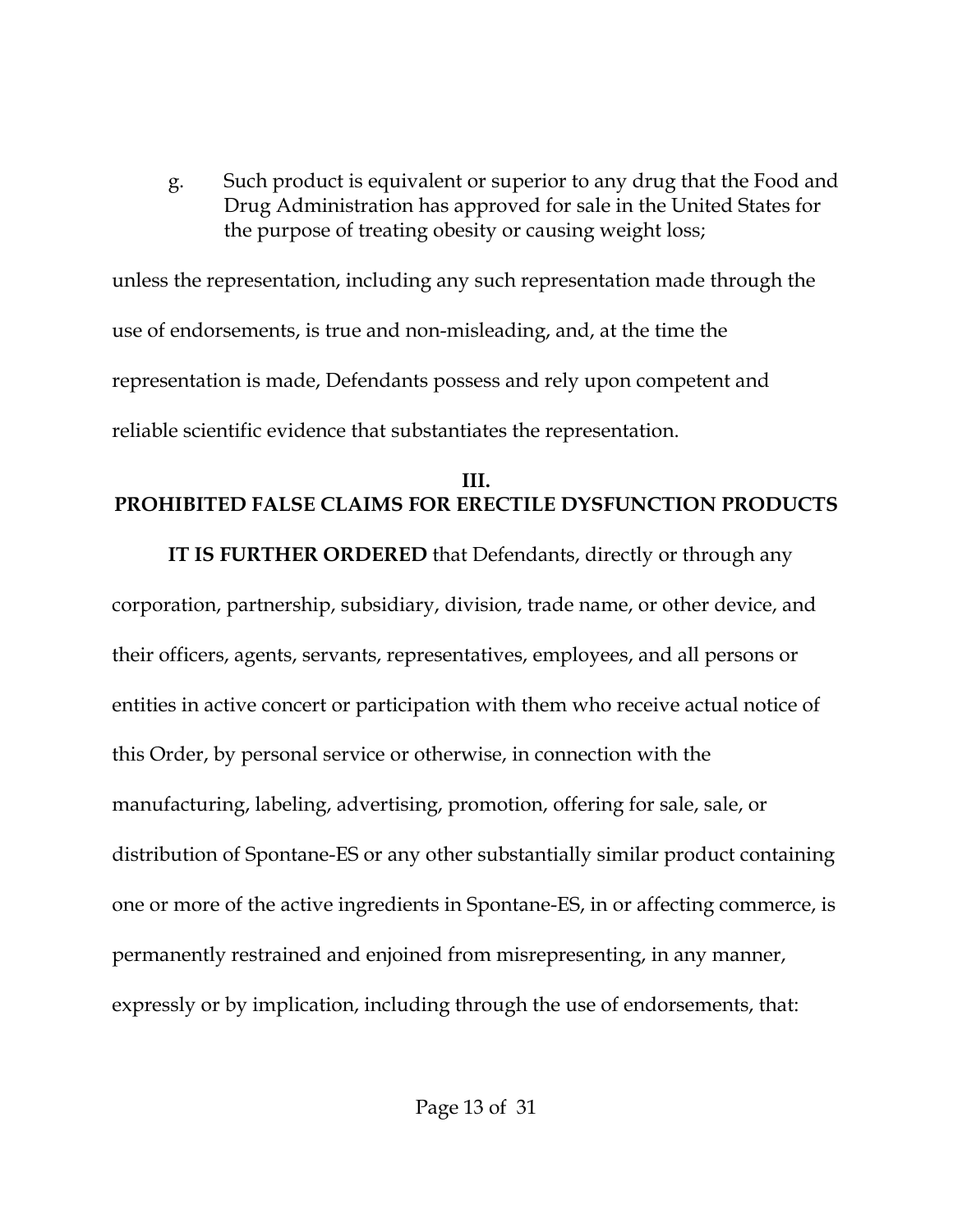g. Such product is equivalent or superior to any drug that the Food and Drug Administration has approved for sale in the United States for the purpose of treating obesity or causing weight loss;

unless the representation, including any such representation made through the use of endorsements, is true and non-misleading, and, at the time the representation is made, Defendants possess and rely upon competent and reliable scientific evidence that substantiates the representation.

## III.
## PROHIBITED FALSE CLAIMS FOR ERECTILE DYSFUNCTION PRODUCTS

**IT IS FURTHER ORDERED** that Defendants, directly or through any corporation, partnership, subsidiary, division, trade name, or other device, and their officers, agents, servants, representatives, employees, and all persons or entities in active concert or participation with them who receive actual notice of this Order, by personal service or otherwise, in connection with the manufacturing, labeling, advertising, promotion, offering for sale, sale, or distribution of Spontane-ES or any other substantially similar product containing one or more of the active ingredients in Spontane-ES, in or affecting commerce, is permanently restrained and enjoined from misrepresenting, in any manner, expressly or by implication, including through the use of endorsements, that: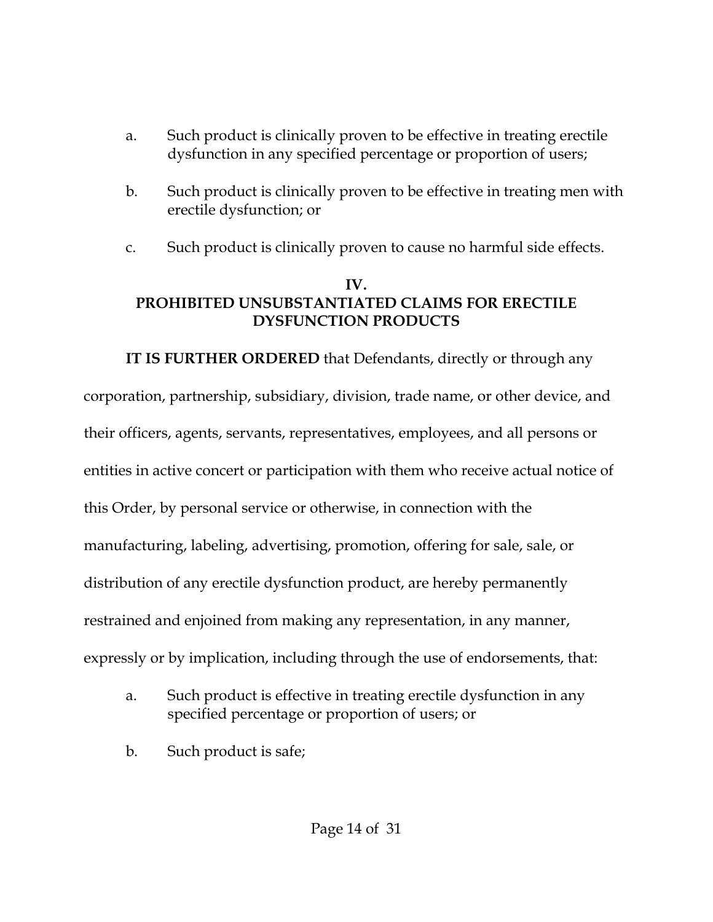a. Such product is clinically proven to be effective in treating erectile dysfunction in any specified percentage or proportion of users;

b. Such product is clinically proven to be effective in treating men with erectile dysfunction; or

c. Such product is clinically proven to cause no harmful side effects.

## IV.
## PROHIBITED UNSUBSTANTIATED CLAIMS FOR ERECTILE DYSFUNCTION PRODUCTS

**IT IS FURTHER ORDERED** that Defendants, directly or through any corporation, partnership, subsidiary, division, trade name, or other device, and their officers, agents, servants, representatives, employees, and all persons or entities in active concert or participation with them who receive actual notice of this Order, by personal service or otherwise, in connection with the manufacturing, labeling, advertising, promotion, offering for sale, sale, or distribution of any erectile dysfunction product, are hereby permanently restrained and enjoined from making any representation, in any manner, expressly or by implication, including through the use of endorsements, that:

a. Such product is effective in treating erectile dysfunction in any specified percentage or proportion of users; or

b. Such product is safe;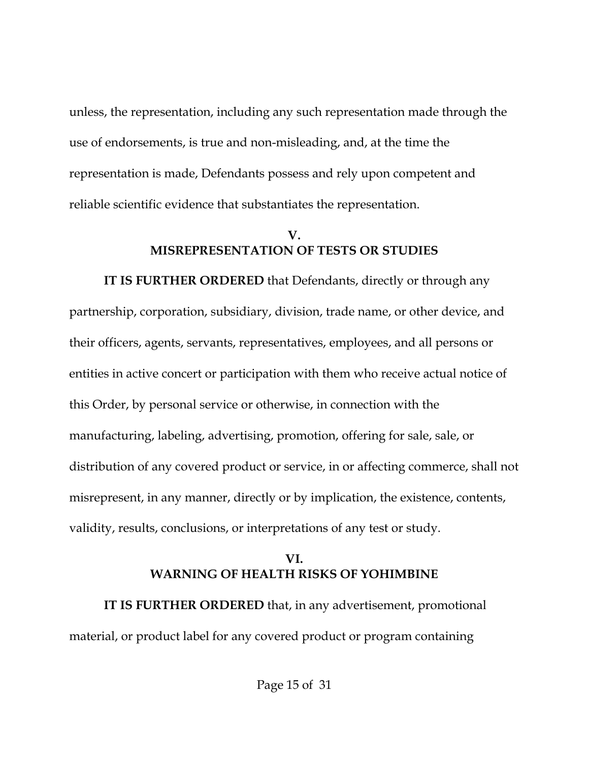unless, the representation, including any such representation made through the use of endorsements, is true and non-misleading, and, at the time the representation is made, Defendants possess and rely upon competent and reliable scientific evidence that substantiates the representation.

## V.
## MISREPRESENTATION OF TESTS OR STUDIES

**IT IS FURTHER ORDERED** that Defendants, directly or through any partnership, corporation, subsidiary, division, trade name, or other device, and their officers, agents, servants, representatives, employees, and all persons or entities in active concert or participation with them who receive actual notice of this Order, by personal service or otherwise, in connection with the manufacturing, labeling, advertising, promotion, offering for sale, sale, or distribution of any covered product or service, in or affecting commerce, shall not misrepresent, in any manner, directly or by implication, the existence, contents, validity, results, conclusions, or interpretations of any test or study.

## VI.
## WARNING OF HEALTH RISKS OF YOHIMBINE

**IT IS FURTHER ORDERED** that, in any advertisement, promotional material, or product label for any covered product or program containing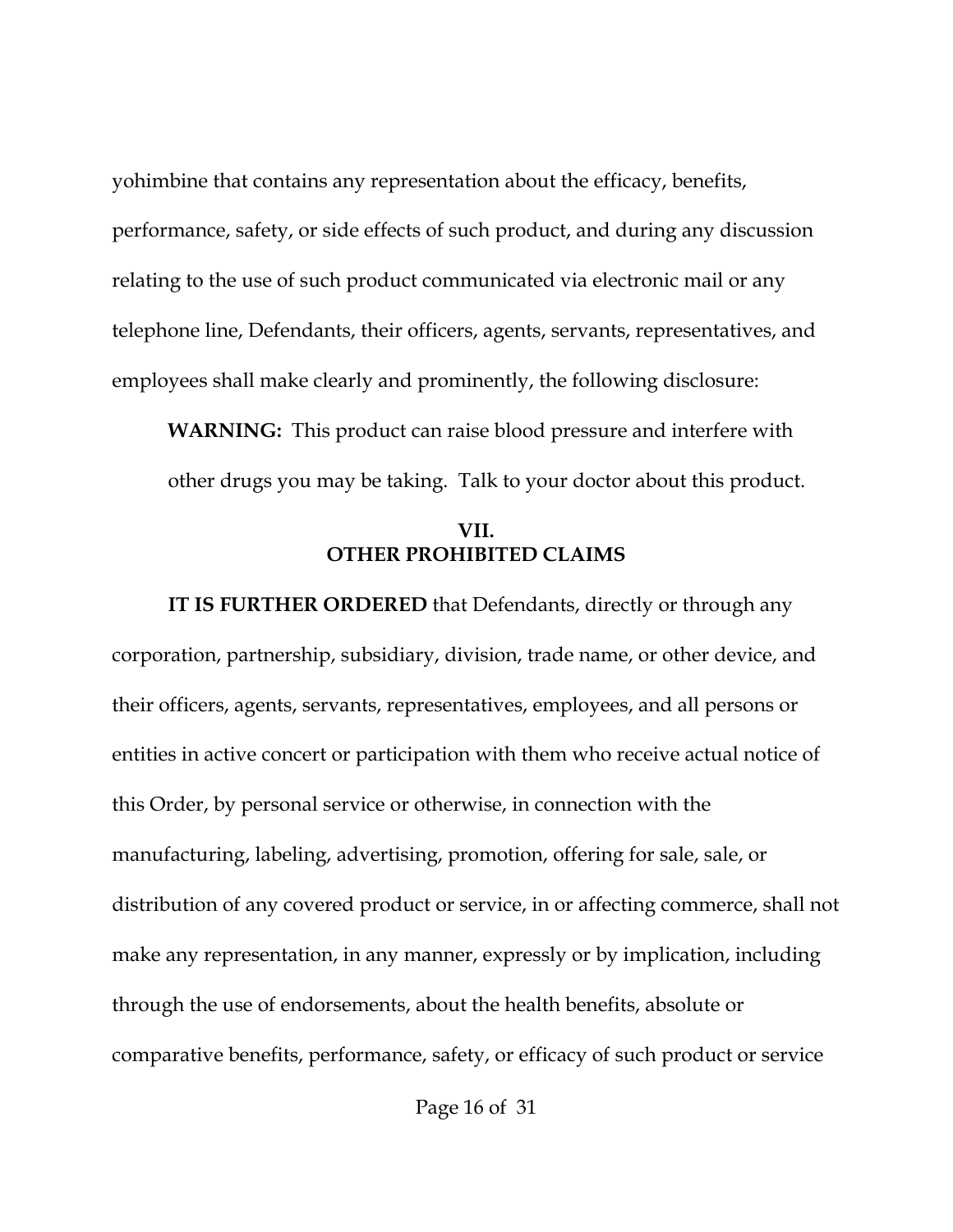yohimbine that contains any representation about the efficacy, benefits, performance, safety, or side effects of such product, and during any discussion relating to the use of such product communicated via electronic mail or any telephone line, Defendants, their officers, agents, servants, representatives, and employees shall make clearly and prominently, the following disclosure:

> **WARNING:** This product can raise blood pressure and interfere with other drugs you may be taking. Talk to your doctor about this product.

## VII.
## OTHER PROHIBITED CLAIMS

**IT IS FURTHER ORDERED** that Defendants, directly or through any corporation, partnership, subsidiary, division, trade name, or other device, and their officers, agents, servants, representatives, employees, and all persons or entities in active concert or participation with them who receive actual notice of this Order, by personal service or otherwise, in connection with the manufacturing, labeling, advertising, promotion, offering for sale, sale, or distribution of any covered product or service, in or affecting commerce, shall not make any representation, in any manner, expressly or by implication, including through the use of endorsements, about the health benefits, absolute or comparative benefits, performance, safety, or efficacy of such product or service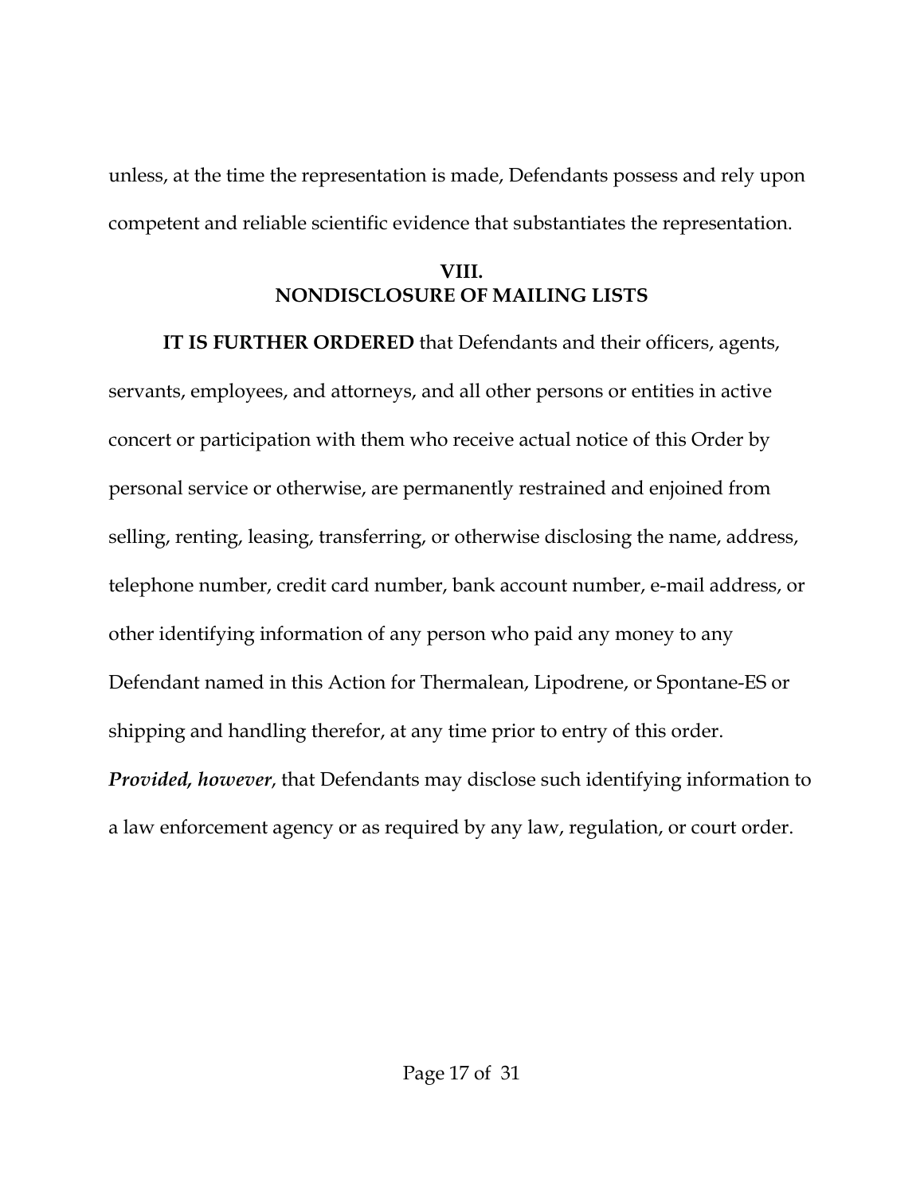unless, at the time the representation is made, Defendants possess and rely upon competent and reliable scientific evidence that substantiates the representation.

## VIII.
## NONDISCLOSURE OF MAILING LISTS

**IT IS FURTHER ORDERED** that Defendants and their officers, agents, servants, employees, and attorneys, and all other persons or entities in active concert or participation with them who receive actual notice of this Order by personal service or otherwise, are permanently restrained and enjoined from selling, renting, leasing, transferring, or otherwise disclosing the name, address, telephone number, credit card number, bank account number, e-mail address, or other identifying information of any person who paid any money to any Defendant named in this Action for Thermalean, Lipodrene, or Spontane-ES or shipping and handling therefor, at any time prior to entry of this order. ***Provided, however***, that Defendants may disclose such identifying information to a law enforcement agency or as required by any law, regulation, or court order.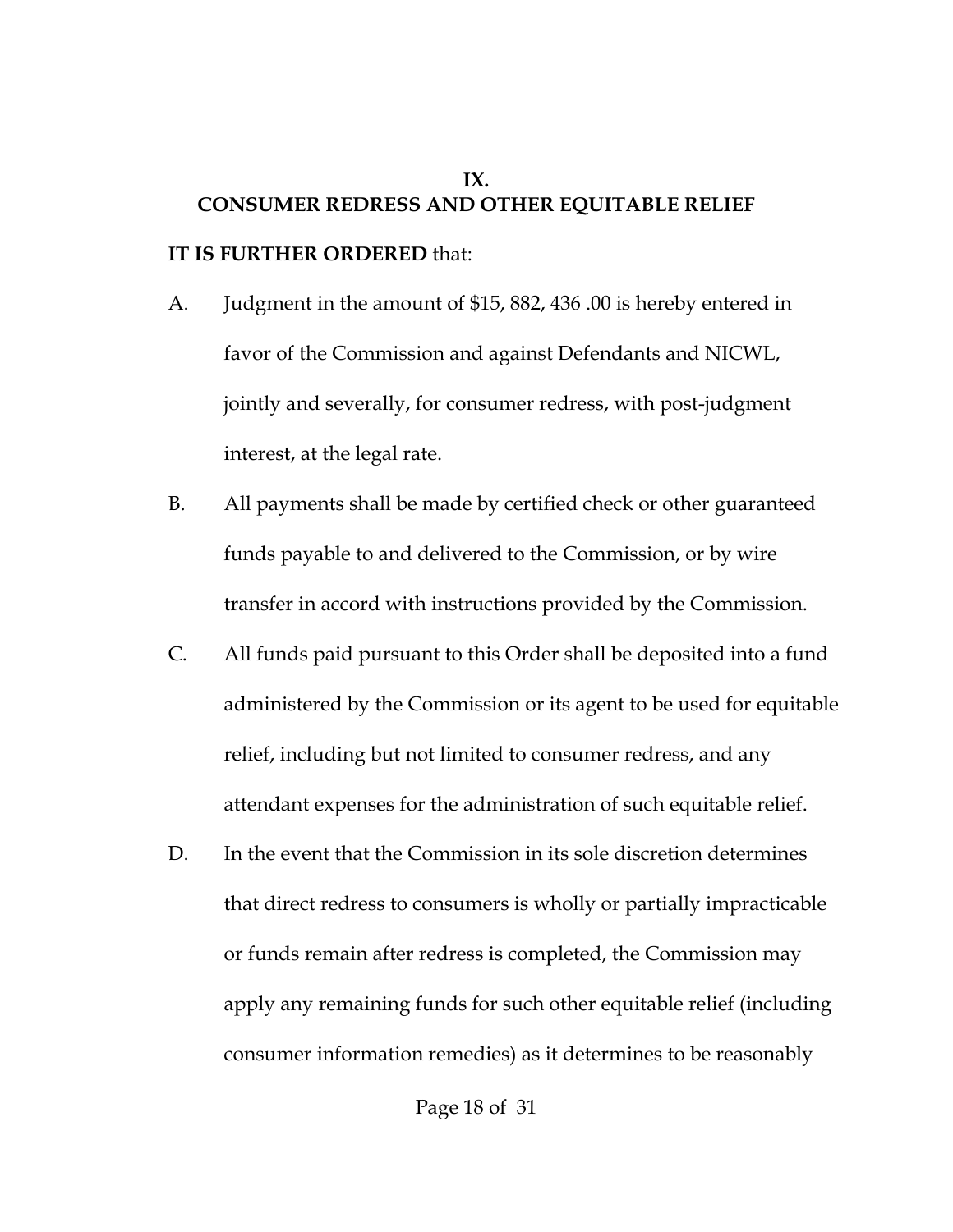## IX.
## CONSUMER REDRESS AND OTHER EQUITABLE RELIEF

**IT IS FURTHER ORDERED** that:

A. Judgment in the amount of $15, 882, 436 .00 is hereby entered in favor of the Commission and against Defendants and NICWL, jointly and severally, for consumer redress, with post-judgment interest, at the legal rate.

B. All payments shall be made by certified check or other guaranteed funds payable to and delivered to the Commission, or by wire transfer in accord with instructions provided by the Commission.

C. All funds paid pursuant to this Order shall be deposited into a fund administered by the Commission or its agent to be used for equitable relief, including but not limited to consumer redress, and any attendant expenses for the administration of such equitable relief.

D. In the event that the Commission in its sole discretion determines that direct redress to consumers is wholly or partially impracticable or funds remain after redress is completed, the Commission may apply any remaining funds for such other equitable relief (including consumer information remedies) as it determines to be reasonably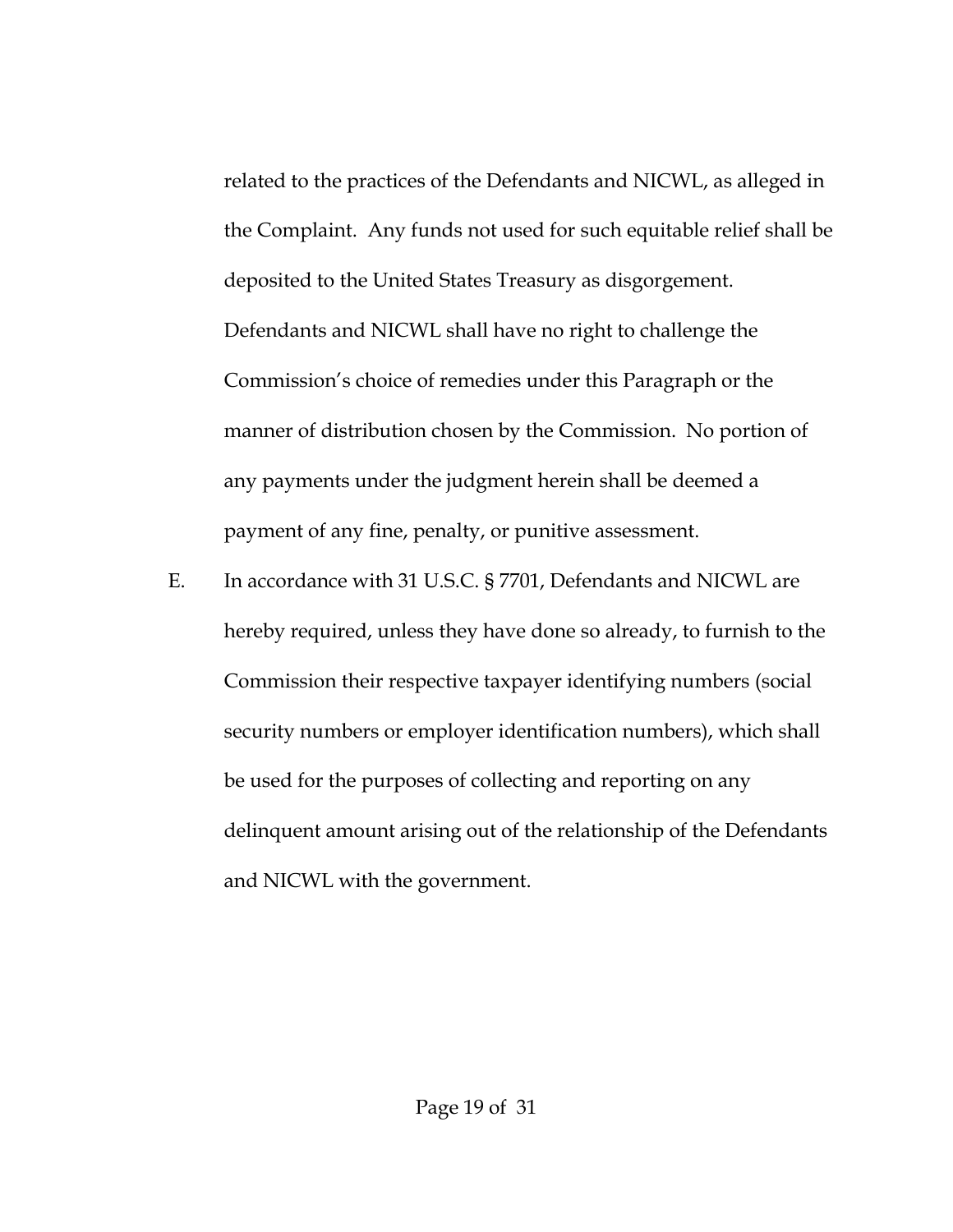related to the practices of the Defendants and NICWL, as alleged in the Complaint. Any funds not used for such equitable relief shall be deposited to the United States Treasury as disgorgement. Defendants and NICWL shall have no right to challenge the Commission's choice of remedies under this Paragraph or the manner of distribution chosen by the Commission. No portion of any payments under the judgment herein shall be deemed a payment of any fine, penalty, or punitive assessment.

E. In accordance with 31 U.S.C. § 7701, Defendants and NICWL are hereby required, unless they have done so already, to furnish to the Commission their respective taxpayer identifying numbers (social security numbers or employer identification numbers), which shall be used for the purposes of collecting and reporting on any delinquent amount arising out of the relationship of the Defendants and NICWL with the government.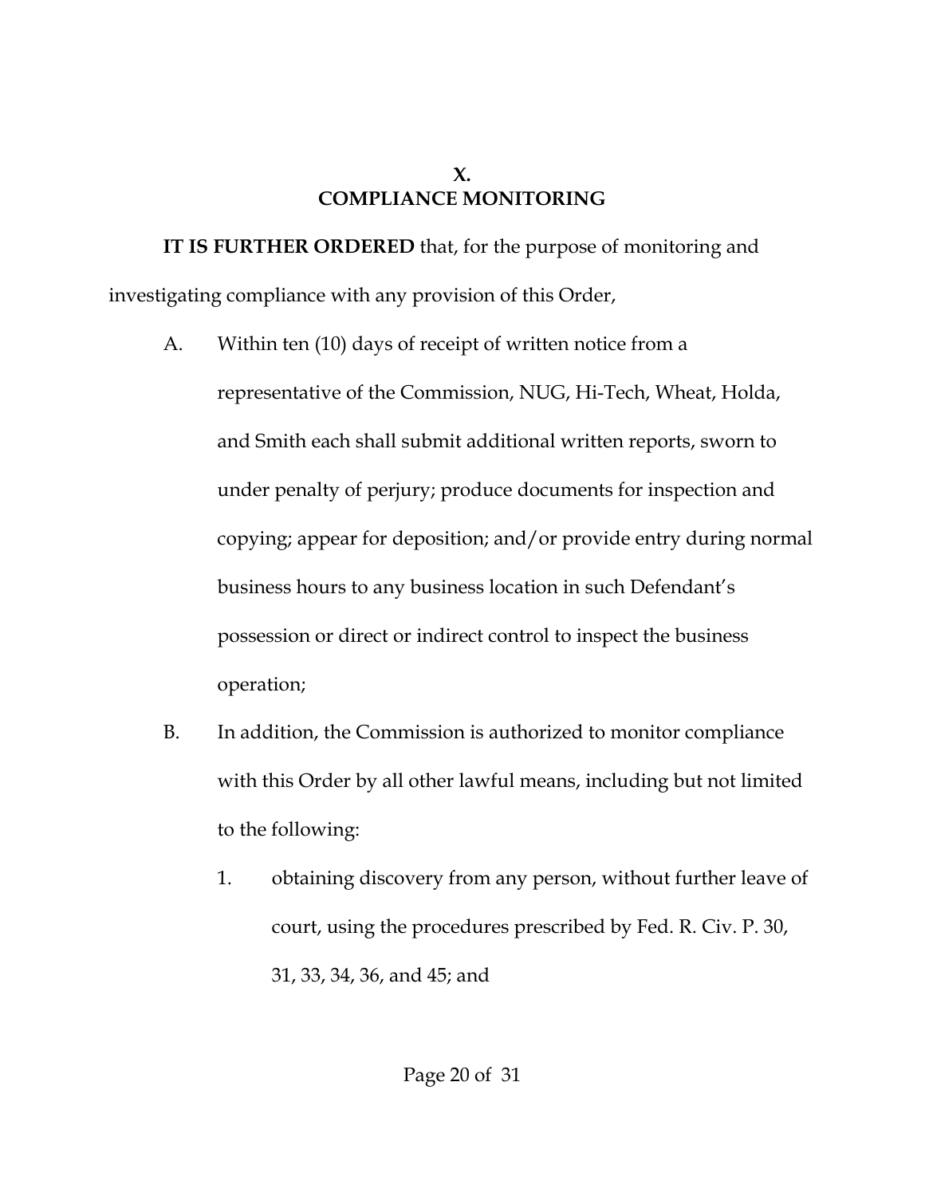## X.
## COMPLIANCE MONITORING

**IT IS FURTHER ORDERED** that, for the purpose of monitoring and investigating compliance with any provision of this Order,

A. Within ten (10) days of receipt of written notice from a representative of the Commission, NUG, Hi-Tech, Wheat, Holda, and Smith each shall submit additional written reports, sworn to under penalty of perjury; produce documents for inspection and copying; appear for deposition; and/or provide entry during normal business hours to any business location in such Defendant's possession or direct or indirect control to inspect the business operation;

B. In addition, the Commission is authorized to monitor compliance with this Order by all other lawful means, including but not limited to the following:

   1. obtaining discovery from any person, without further leave of court, using the procedures prescribed by Fed. R. Civ. P. 30, 31, 33, 34, 36, and 45; and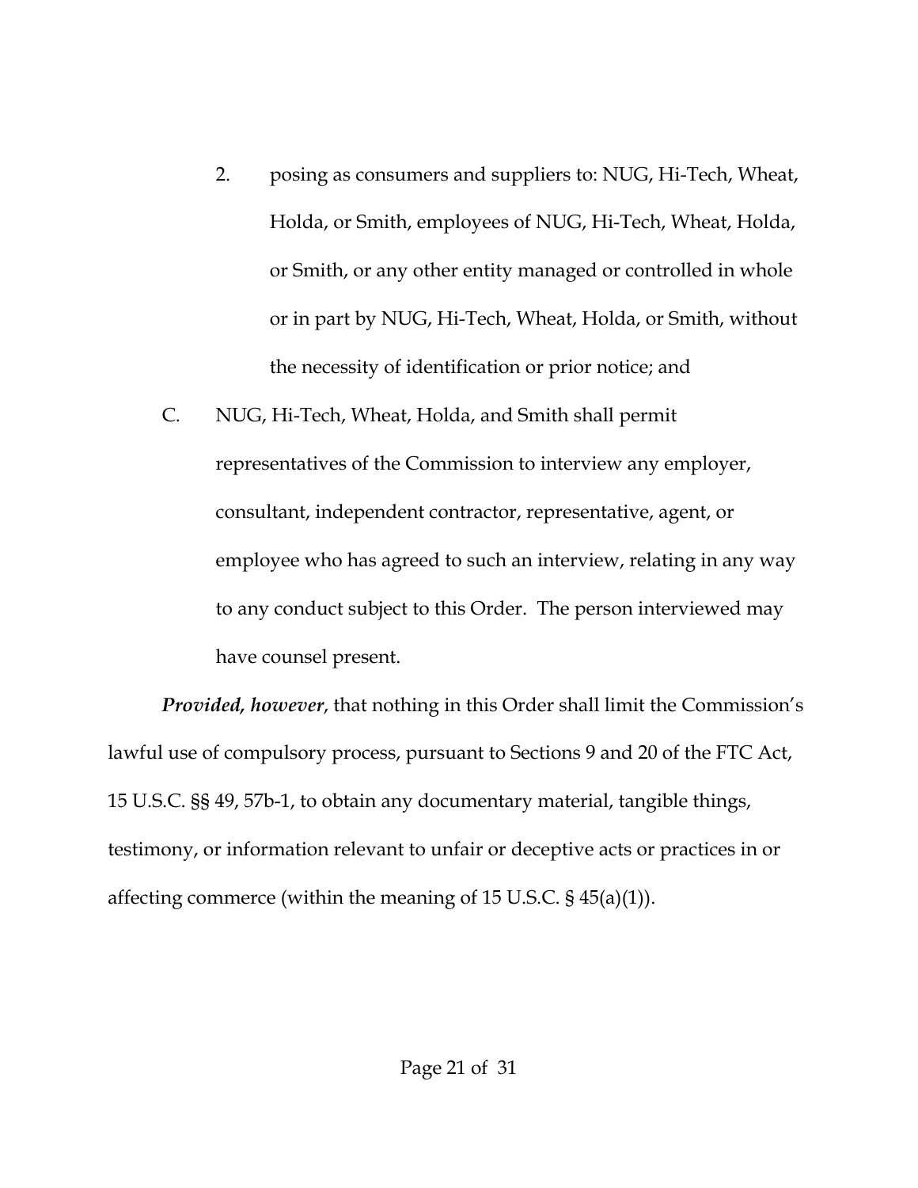2. posing as consumers and suppliers to: NUG, Hi-Tech, Wheat, Holda, or Smith, employees of NUG, Hi-Tech, Wheat, Holda, or Smith, or any other entity managed or controlled in whole or in part by NUG, Hi-Tech, Wheat, Holda, or Smith, without the necessity of identification or prior notice; and

C. NUG, Hi-Tech, Wheat, Holda, and Smith shall permit representatives of the Commission to interview any employer, consultant, independent contractor, representative, agent, or employee who has agreed to such an interview, relating in any way to any conduct subject to this Order. The person interviewed may have counsel present.

***Provided, however***, that nothing in this Order shall limit the Commission's lawful use of compulsory process, pursuant to Sections 9 and 20 of the FTC Act, 15 U.S.C. §§ 49, 57b-1, to obtain any documentary material, tangible things, testimony, or information relevant to unfair or deceptive acts or practices in or affecting commerce (within the meaning of 15 U.S.C. § 45(a)(1)).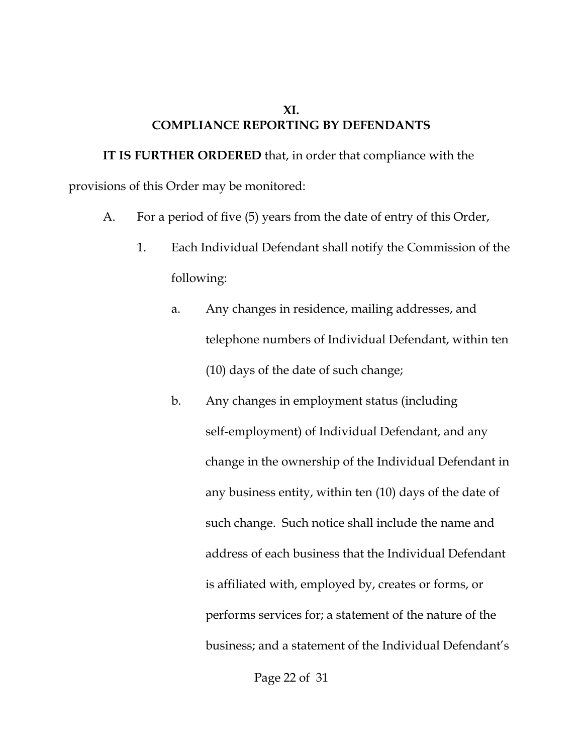## XI.
## COMPLIANCE REPORTING BY DEFENDANTS

**IT IS FURTHER ORDERED** that, in order that compliance with the provisions of this Order may be monitored:

A. For a period of five (5) years from the date of entry of this Order,

1. Each Individual Defendant shall notify the Commission of the following:

   a. Any changes in residence, mailing addresses, and telephone numbers of Individual Defendant, within ten (10) days of the date of such change;

   b. Any changes in employment status (including self-employment) of Individual Defendant, and any change in the ownership of the Individual Defendant in any business entity, within ten (10) days of the date of such change. Such notice shall include the name and address of each business that the Individual Defendant is affiliated with, employed by, creates or forms, or performs services for; a statement of the nature of the business; and a statement of the Individual Defendant's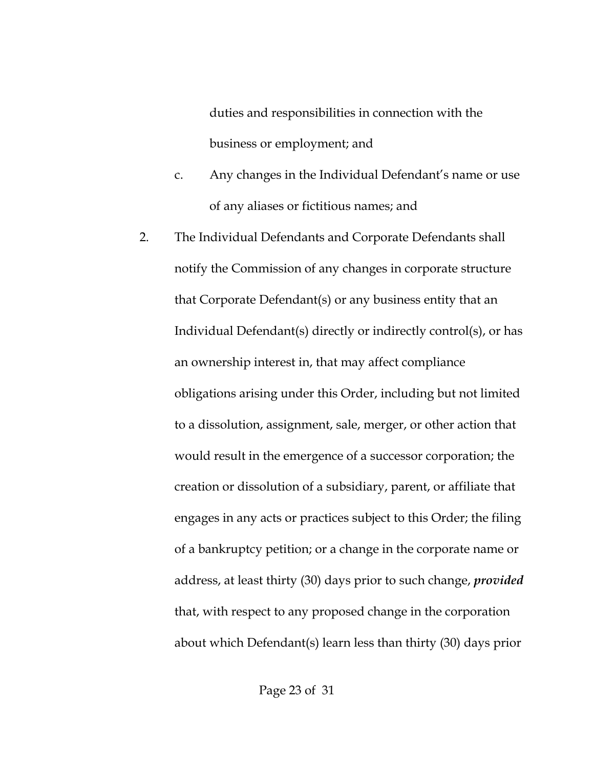duties and responsibilities in connection with the business or employment; and

c. Any changes in the Individual Defendant's name or use of any aliases or fictitious names; and

2. The Individual Defendants and Corporate Defendants shall notify the Commission of any changes in corporate structure that Corporate Defendant(s) or any business entity that an Individual Defendant(s) directly or indirectly control(s), or has an ownership interest in, that may affect compliance obligations arising under this Order, including but not limited to a dissolution, assignment, sale, merger, or other action that would result in the emergence of a successor corporation; the creation or dissolution of a subsidiary, parent, or affiliate that engages in any acts or practices subject to this Order; the filing of a bankruptcy petition; or a change in the corporate name or address, at least thirty (30) days prior to such change, ***provided*** that, with respect to any proposed change in the corporation about which Defendant(s) learn less than thirty (30) days prior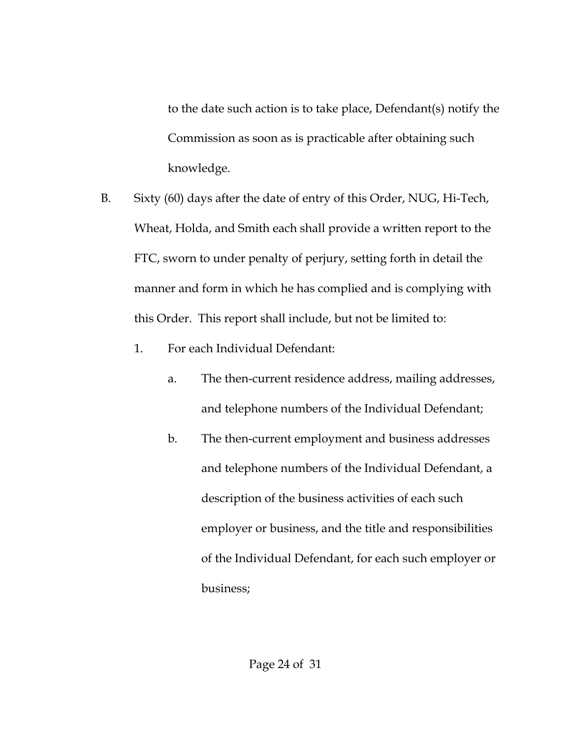to the date such action is to take place, Defendant(s) notify the Commission as soon as is practicable after obtaining such knowledge.

B. Sixty (60) days after the date of entry of this Order, NUG, Hi-Tech, Wheat, Holda, and Smith each shall provide a written report to the FTC, sworn to under penalty of perjury, setting forth in detail the manner and form in which he has complied and is complying with this Order. This report shall include, but not be limited to:

   1. For each Individual Defendant:

      a. The then-current residence address, mailing addresses, and telephone numbers of the Individual Defendant;

      b. The then-current employment and business addresses and telephone numbers of the Individual Defendant, a description of the business activities of each such employer or business, and the title and responsibilities of the Individual Defendant, for each such employer or business;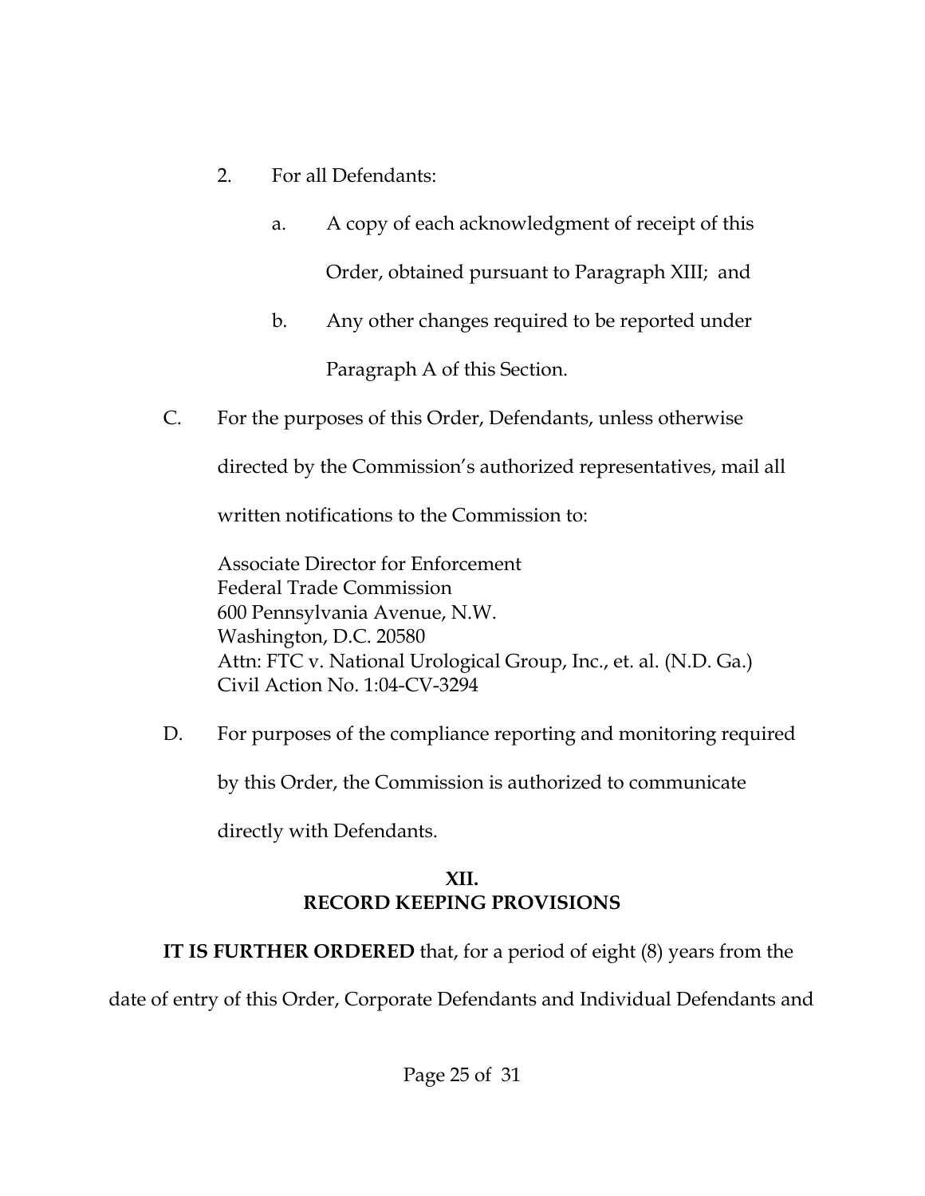2. For all Defendants:

   a. A copy of each acknowledgment of receipt of this Order, obtained pursuant to Paragraph XIII; and

   b. Any other changes required to be reported under Paragraph A of this Section.

C. For the purposes of this Order, Defendants, unless otherwise directed by the Commission's authorized representatives, mail all written notifications to the Commission to:

   Associate Director for Enforcement
   Federal Trade Commission
   600 Pennsylvania Avenue, N.W.
   Washington, D.C. 20580
   Attn: FTC v. National Urological Group, Inc., et. al. (N.D. Ga.)
   Civil Action No. 1:04-CV-3294

D. For purposes of the compliance reporting and monitoring required by this Order, the Commission is authorized to communicate directly with Defendants.

## XII.
## RECORD KEEPING PROVISIONS

**IT IS FURTHER ORDERED** that, for a period of eight (8) years from the date of entry of this Order, Corporate Defendants and Individual Defendants and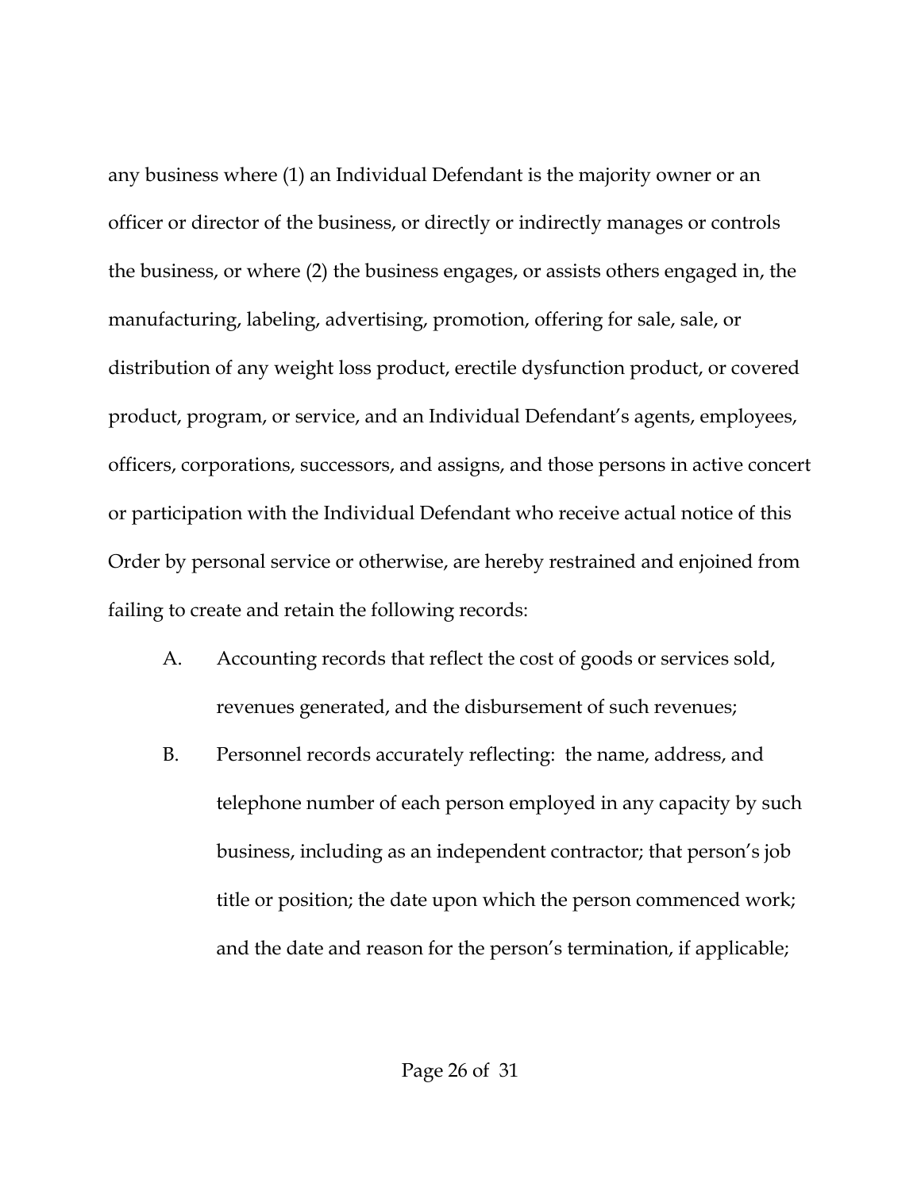any business where (1) an Individual Defendant is the majority owner or an officer or director of the business, or directly or indirectly manages or controls the business, or where (2) the business engages, or assists others engaged in, the manufacturing, labeling, advertising, promotion, offering for sale, sale, or distribution of any weight loss product, erectile dysfunction product, or covered product, program, or service, and an Individual Defendant's agents, employees, officers, corporations, successors, and assigns, and those persons in active concert or participation with the Individual Defendant who receive actual notice of this Order by personal service or otherwise, are hereby restrained and enjoined from failing to create and retain the following records:

A. Accounting records that reflect the cost of goods or services sold, revenues generated, and the disbursement of such revenues;

B. Personnel records accurately reflecting: the name, address, and telephone number of each person employed in any capacity by such business, including as an independent contractor; that person's job title or position; the date upon which the person commenced work; and the date and reason for the person's termination, if applicable;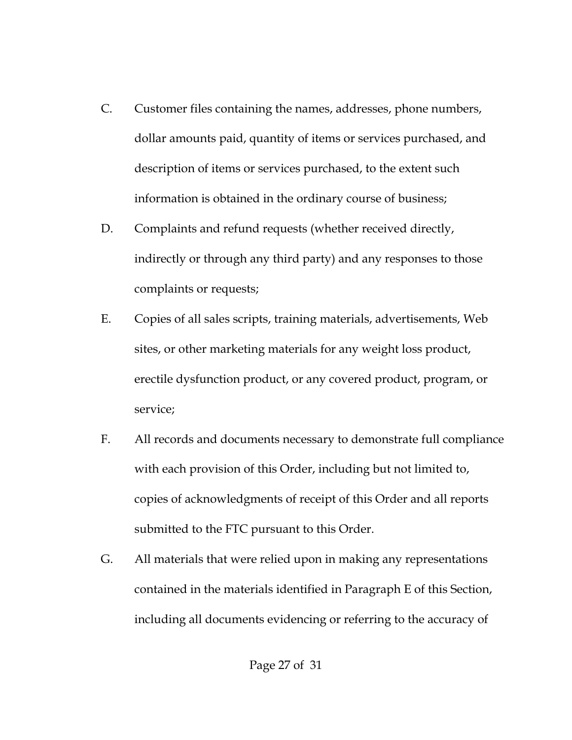C. Customer files containing the names, addresses, phone numbers, dollar amounts paid, quantity of items or services purchased, and description of items or services purchased, to the extent such information is obtained in the ordinary course of business;

D. Complaints and refund requests (whether received directly, indirectly or through any third party) and any responses to those complaints or requests;

E. Copies of all sales scripts, training materials, advertisements, Web sites, or other marketing materials for any weight loss product, erectile dysfunction product, or any covered product, program, or service;

F. All records and documents necessary to demonstrate full compliance with each provision of this Order, including but not limited to, copies of acknowledgments of receipt of this Order and all reports submitted to the FTC pursuant to this Order.

G. All materials that were relied upon in making any representations contained in the materials identified in Paragraph E of this Section, including all documents evidencing or referring to the accuracy of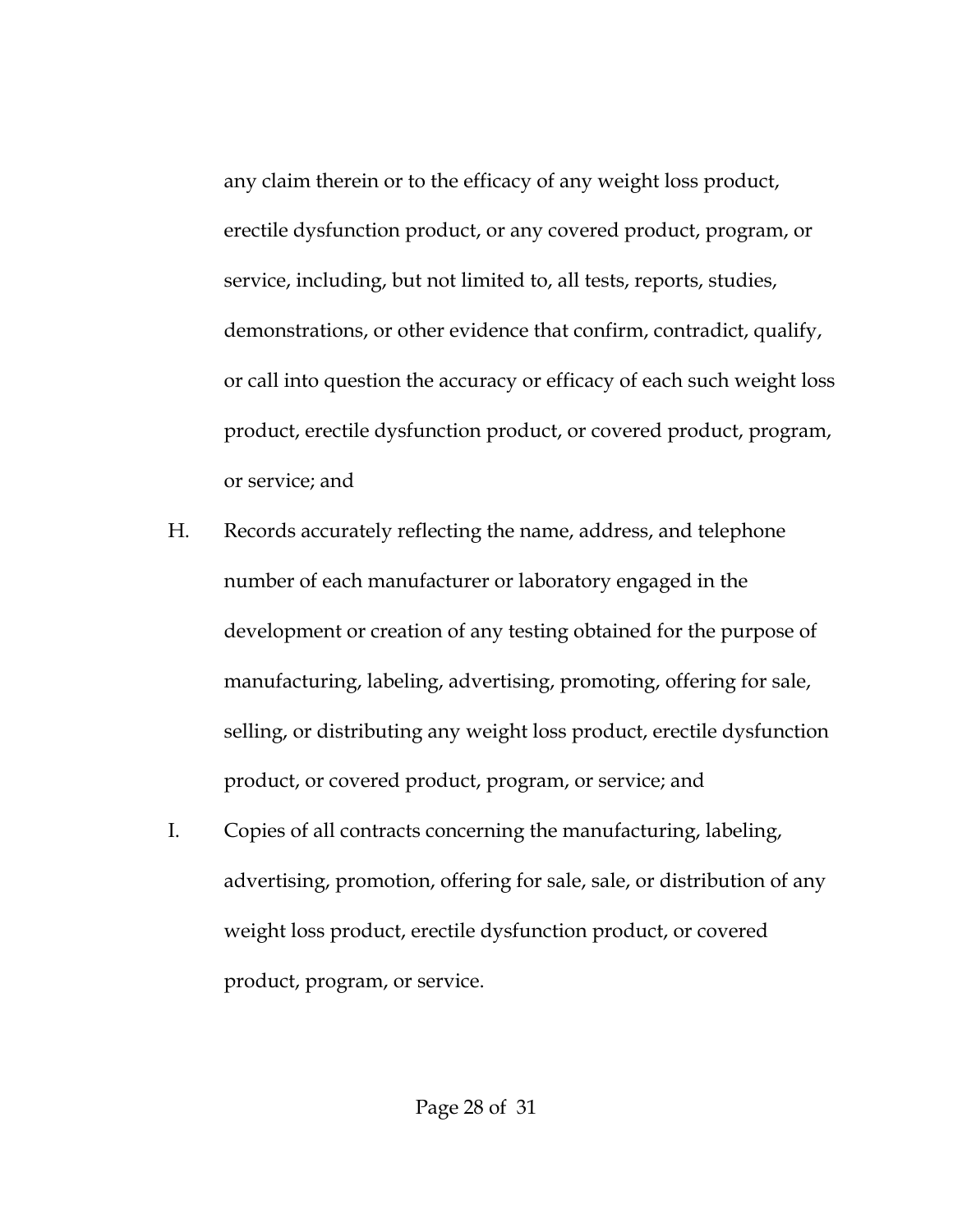any claim therein or to the efficacy of any weight loss product, erectile dysfunction product, or any covered product, program, or service, including, but not limited to, all tests, reports, studies, demonstrations, or other evidence that confirm, contradict, qualify, or call into question the accuracy or efficacy of each such weight loss product, erectile dysfunction product, or covered product, program, or service; and

H. Records accurately reflecting the name, address, and telephone number of each manufacturer or laboratory engaged in the development or creation of any testing obtained for the purpose of manufacturing, labeling, advertising, promoting, offering for sale, selling, or distributing any weight loss product, erectile dysfunction product, or covered product, program, or service; and

I. Copies of all contracts concerning the manufacturing, labeling, advertising, promotion, offering for sale, sale, or distribution of any weight loss product, erectile dysfunction product, or covered product, program, or service.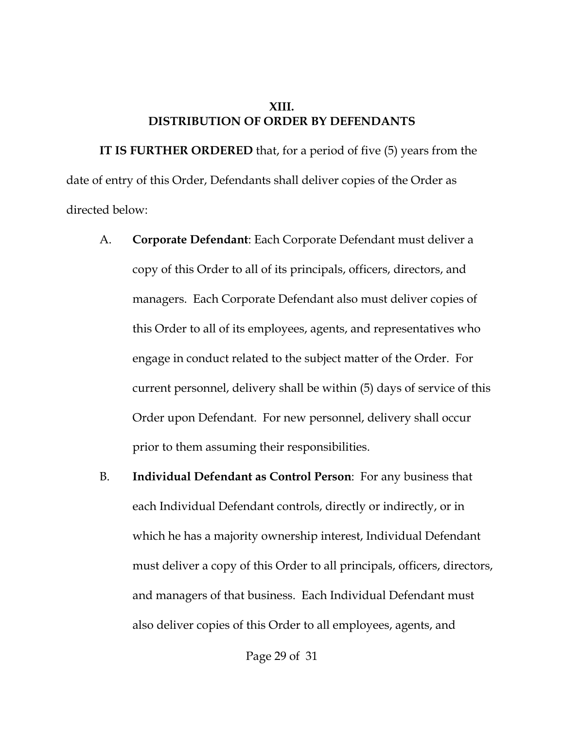## XIII.
## DISTRIBUTION OF ORDER BY DEFENDANTS

**IT IS FURTHER ORDERED** that, for a period of five (5) years from the date of entry of this Order, Defendants shall deliver copies of the Order as directed below:

A. **Corporate Defendant**: Each Corporate Defendant must deliver a copy of this Order to all of its principals, officers, directors, and managers. Each Corporate Defendant also must deliver copies of this Order to all of its employees, agents, and representatives who engage in conduct related to the subject matter of the Order. For current personnel, delivery shall be within (5) days of service of this Order upon Defendant. For new personnel, delivery shall occur prior to them assuming their responsibilities.

B. **Individual Defendant as Control Person**: For any business that each Individual Defendant controls, directly or indirectly, or in which he has a majority ownership interest, Individual Defendant must deliver a copy of this Order to all principals, officers, directors, and managers of that business. Each Individual Defendant must also deliver copies of this Order to all employees, agents, and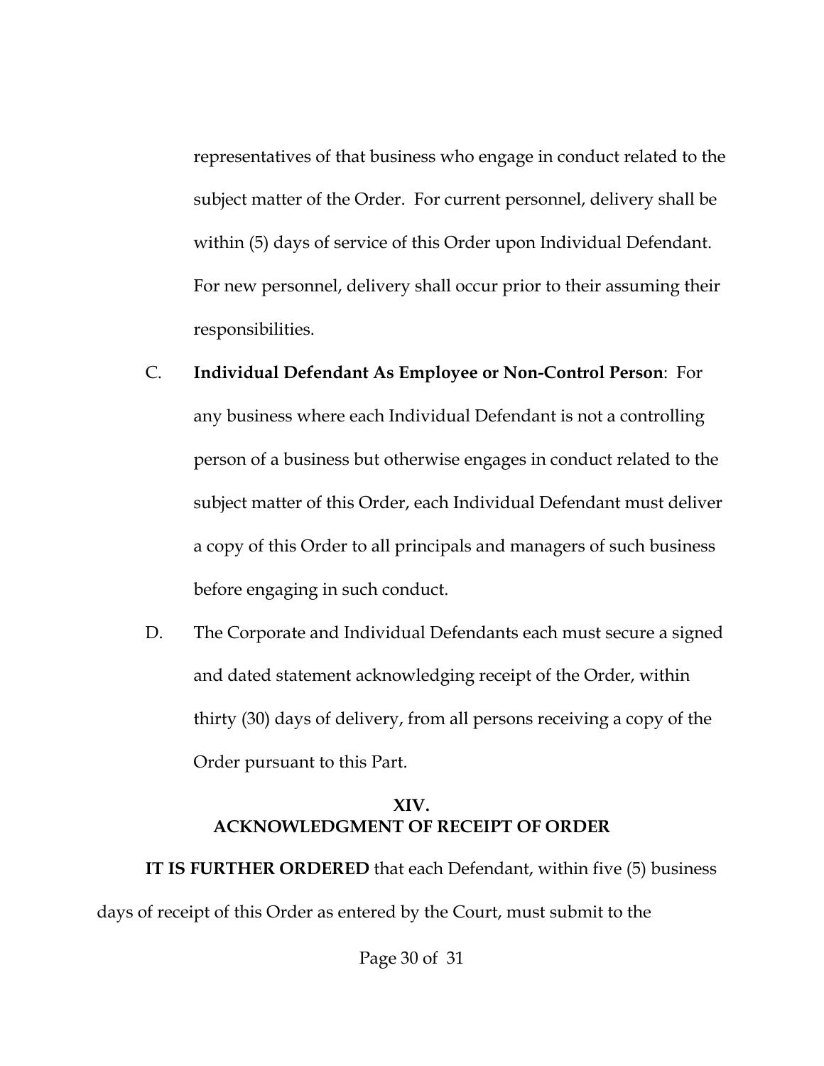representatives of that business who engage in conduct related to the subject matter of the Order. For current personnel, delivery shall be within (5) days of service of this Order upon Individual Defendant. For new personnel, delivery shall occur prior to their assuming their responsibilities.

C. **Individual Defendant As Employee or Non-Control Person**: For any business where each Individual Defendant is not a controlling person of a business but otherwise engages in conduct related to the subject matter of this Order, each Individual Defendant must deliver a copy of this Order to all principals and managers of such business before engaging in such conduct.

D. The Corporate and Individual Defendants each must secure a signed and dated statement acknowledging receipt of the Order, within thirty (30) days of delivery, from all persons receiving a copy of the Order pursuant to this Part.

## XIV.
## ACKNOWLEDGMENT OF RECEIPT OF ORDER

**IT IS FURTHER ORDERED** that each Defendant, within five (5) business days of receipt of this Order as entered by the Court, must submit to the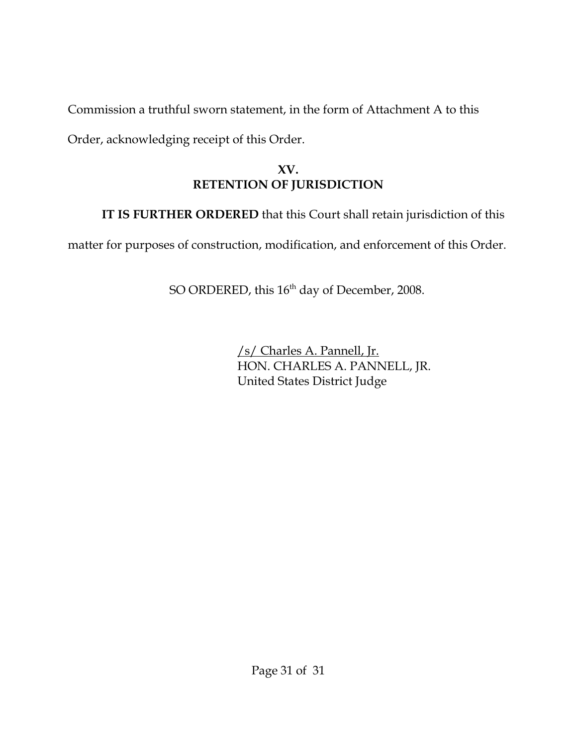Commission a truthful sworn statement, in the form of Attachment A to this Order, acknowledging receipt of this Order.

## XV.
## RETENTION OF JURISDICTION

**IT IS FURTHER ORDERED** that this Court shall retain jurisdiction of this matter for purposes of construction, modification, and enforcement of this Order.

SO ORDERED, this 16th day of December, 2008.

/s/ Charles A. Pannell, Jr.
HON. CHARLES A. PANNELL, JR.
United States District Judge